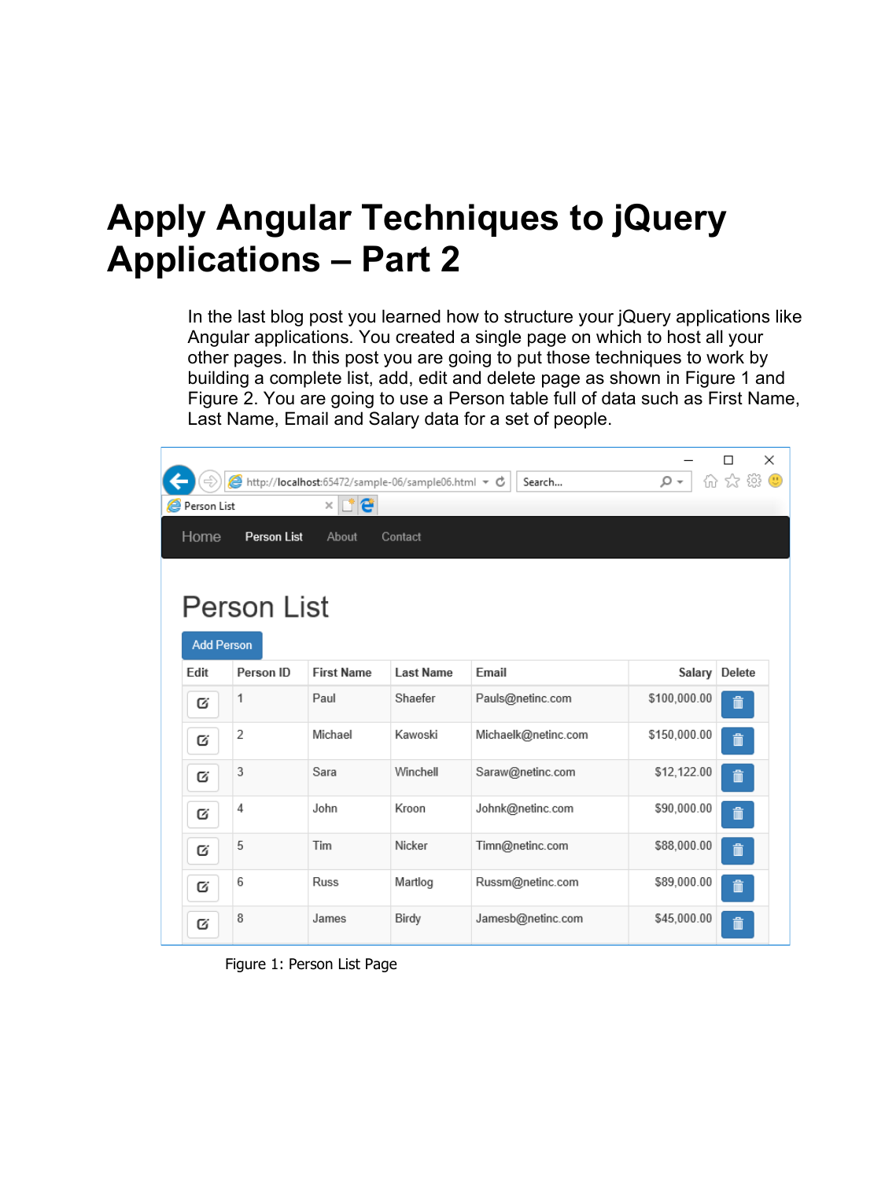# Apply Angular Techniques to jQuery Applications – Part 2

In the last blog post you learned how to structure your jQuery applications like Angular applications. You created a single page on which to host all your other pages. In this post you are going to put those techniques to work by building a complete list, add, edit and delete page as shown in Figure 1 and Figure 2. You are going to use a Person table full of data such as First Name, Last Name, Email and Salary data for a set of people.

Figure 1: Person List Page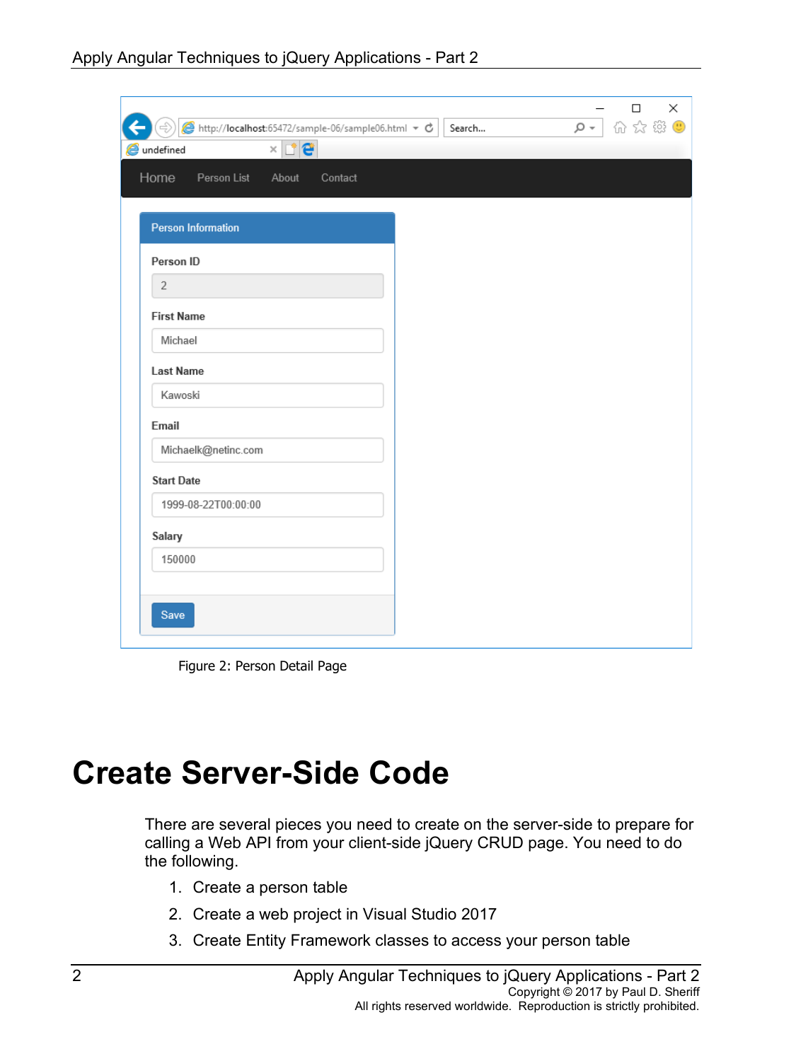Figure 2: Person Detail Page

# Create Server-Side Code

There are several pieces you need to create on the server-side to prepare for calling a Web API from your client-side jQuery CRUD page. You need to do the following.

1. Create a person table
2. Create a web project in Visual Studio 2017
3. Create Entity Framework classes to access your person table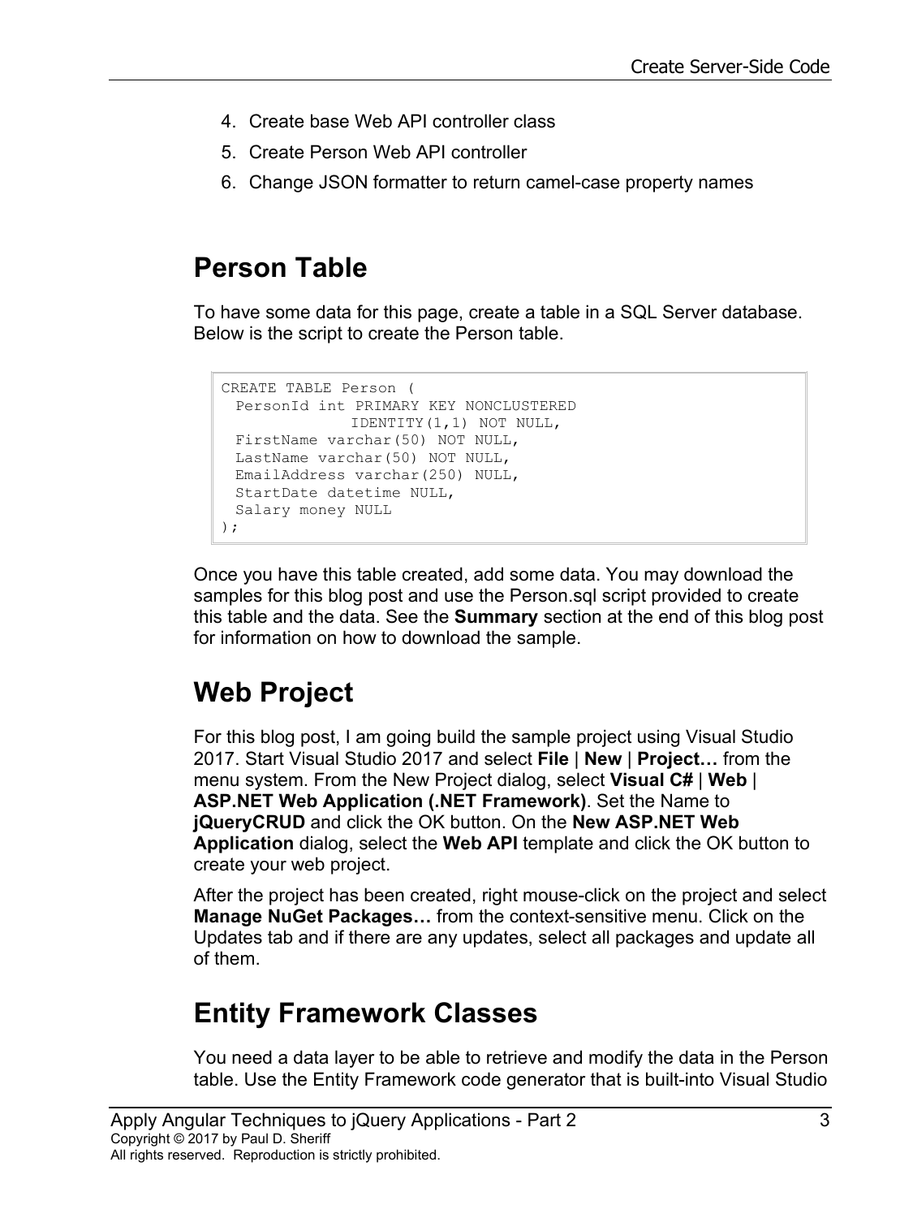4. Create base Web API controller class
5. Create Person Web API controller
6. Change JSON formatter to return camel-case property names

## Person Table

To have some data for this page, create a table in a SQL Server database. Below is the script to create the Person table.

```
CREATE TABLE Person (
  PersonId int PRIMARY KEY NONCLUSTERED
               IDENTITY(1,1) NOT NULL,
  FirstName varchar(50) NOT NULL,
  LastName varchar(50) NOT NULL,
  EmailAddress varchar(250) NULL,
  StartDate datetime NULL,
  Salary money NULL
);
```

Once you have this table created, add some data. You may download the samples for this blog post and use the Person.sql script provided to create this table and the data. See the **Summary** section at the end of this blog post for information on how to download the sample.

## Web Project

For this blog post, I am going build the sample project using Visual Studio 2017. Start Visual Studio 2017 and select **File** | **New** | **Project…** from the menu system. From the New Project dialog, select **Visual C#** | **Web** | **ASP.NET Web Application (.NET Framework)**. Set the Name to **jQueryCRUD** and click the OK button. On the **New ASP.NET Web Application** dialog, select the **Web API** template and click the OK button to create your web project.

After the project has been created, right mouse-click on the project and select **Manage NuGet Packages…** from the context-sensitive menu. Click on the Updates tab and if there are any updates, select all packages and update all of them.

## Entity Framework Classes

You need a data layer to be able to retrieve and modify the data in the Person table. Use the Entity Framework code generator that is built-into Visual Studio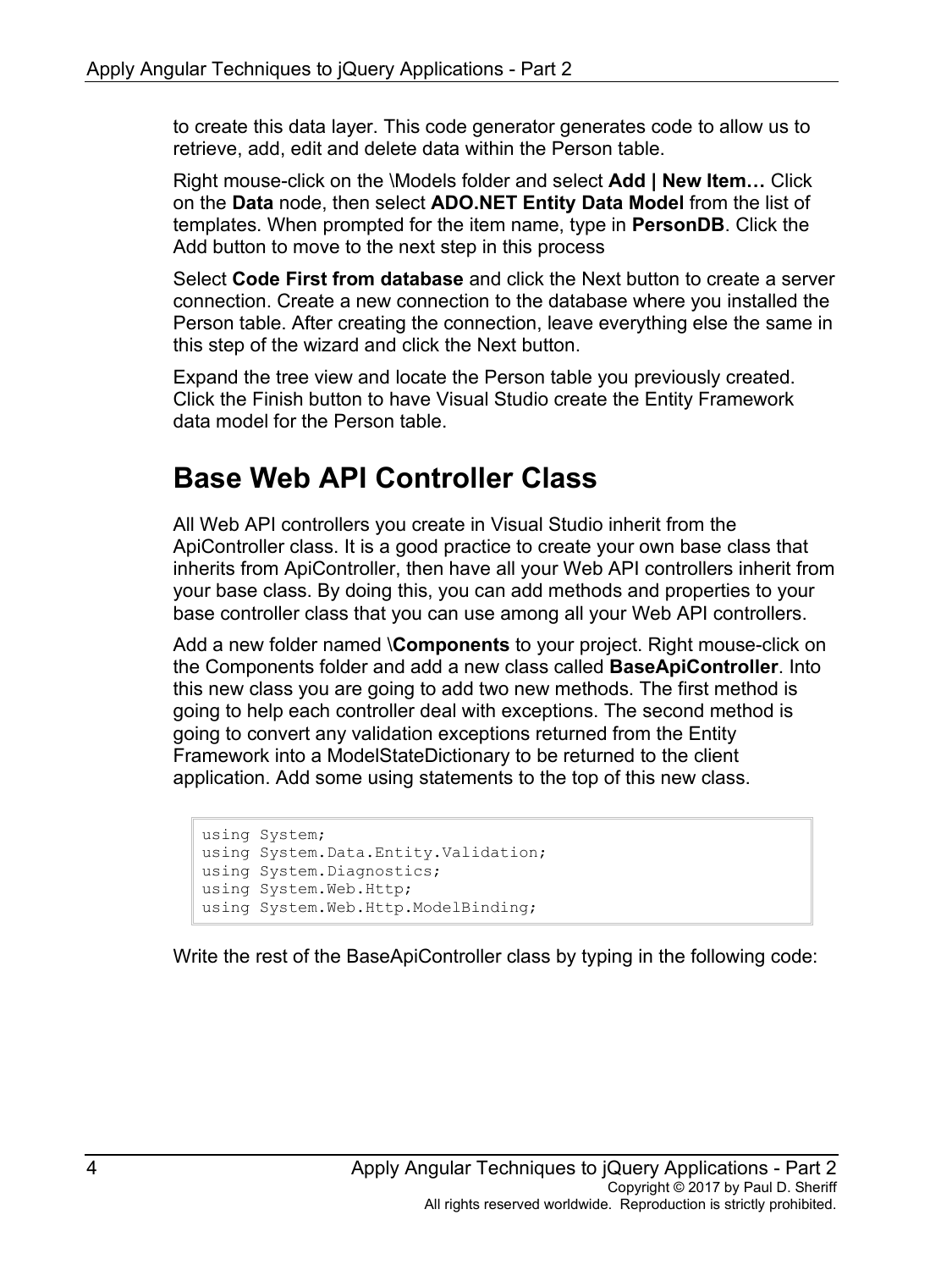to create this data layer. This code generator generates code to allow us to retrieve, add, edit and delete data within the Person table.

Right mouse-click on the \Models folder and select **Add | New Item…** Click on the **Data** node, then select **ADO.NET Entity Data Model** from the list of templates. When prompted for the item name, type in **PersonDB**. Click the Add button to move to the next step in this process

Select **Code First from database** and click the Next button to create a server connection. Create a new connection to the database where you installed the Person table. After creating the connection, leave everything else the same in this step of the wizard and click the Next button.

Expand the tree view and locate the Person table you previously created. Click the Finish button to have Visual Studio create the Entity Framework data model for the Person table.

# Base Web API Controller Class

All Web API controllers you create in Visual Studio inherit from the ApiController class. It is a good practice to create your own base class that inherits from ApiController, then have all your Web API controllers inherit from your base class. By doing this, you can add methods and properties to your base controller class that you can use among all your Web API controllers.

Add a new folder named \**Components** to your project. Right mouse-click on the Components folder and add a new class called **BaseApiController**. Into this new class you are going to add two new methods. The first method is going to help each controller deal with exceptions. The second method is going to convert any validation exceptions returned from the Entity Framework into a ModelStateDictionary to be returned to the client application. Add some using statements to the top of this new class.

```
using System;
using System.Data.Entity.Validation;
using System.Diagnostics;
using System.Web.Http;
using System.Web.Http.ModelBinding;
```

Write the rest of the BaseApiController class by typing in the following code: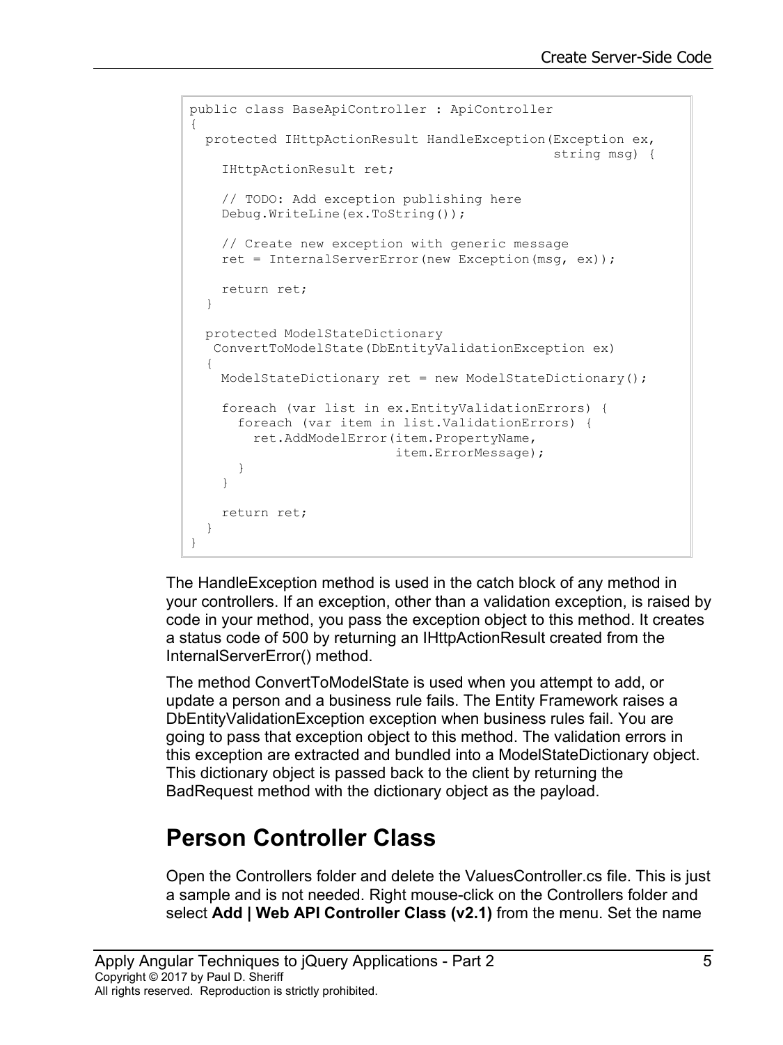```
public class BaseApiController : ApiController
{
  protected IHttpActionResult HandleException(Exception ex,
                                              string msg) {
    IHttpActionResult ret;

    // TODO: Add exception publishing here
    Debug.WriteLine(ex.ToString());

    // Create new exception with generic message
    ret = InternalServerError(new Exception(msg, ex));

    return ret;
  }

  protected ModelStateDictionary
   ConvertToModelState(DbEntityValidationException ex)
  {
    ModelStateDictionary ret = new ModelStateDictionary();

    foreach (var list in ex.EntityValidationErrors) {
      foreach (var item in list.ValidationErrors) {
        ret.AddModelError(item.PropertyName,
                          item.ErrorMessage);
      }
    }

    return ret;
  }
}
```

The HandleException method is used in the catch block of any method in your controllers. If an exception, other than a validation exception, is raised by code in your method, you pass the exception object to this method. It creates a status code of 500 by returning an IHttpActionResult created from the InternalServerError() method.

The method ConvertToModelState is used when you attempt to add, or update a person and a business rule fails. The Entity Framework raises a DbEntityValidationException exception when business rules fail. You are going to pass that exception object to this method. The validation errors in this exception are extracted and bundled into a ModelStateDictionary object. This dictionary object is passed back to the client by returning the BadRequest method with the dictionary object as the payload.

## Person Controller Class

Open the Controllers folder and delete the ValuesController.cs file. This is just a sample and is not needed. Right mouse-click on the Controllers folder and select **Add | Web API Controller Class (v2.1)** from the menu. Set the name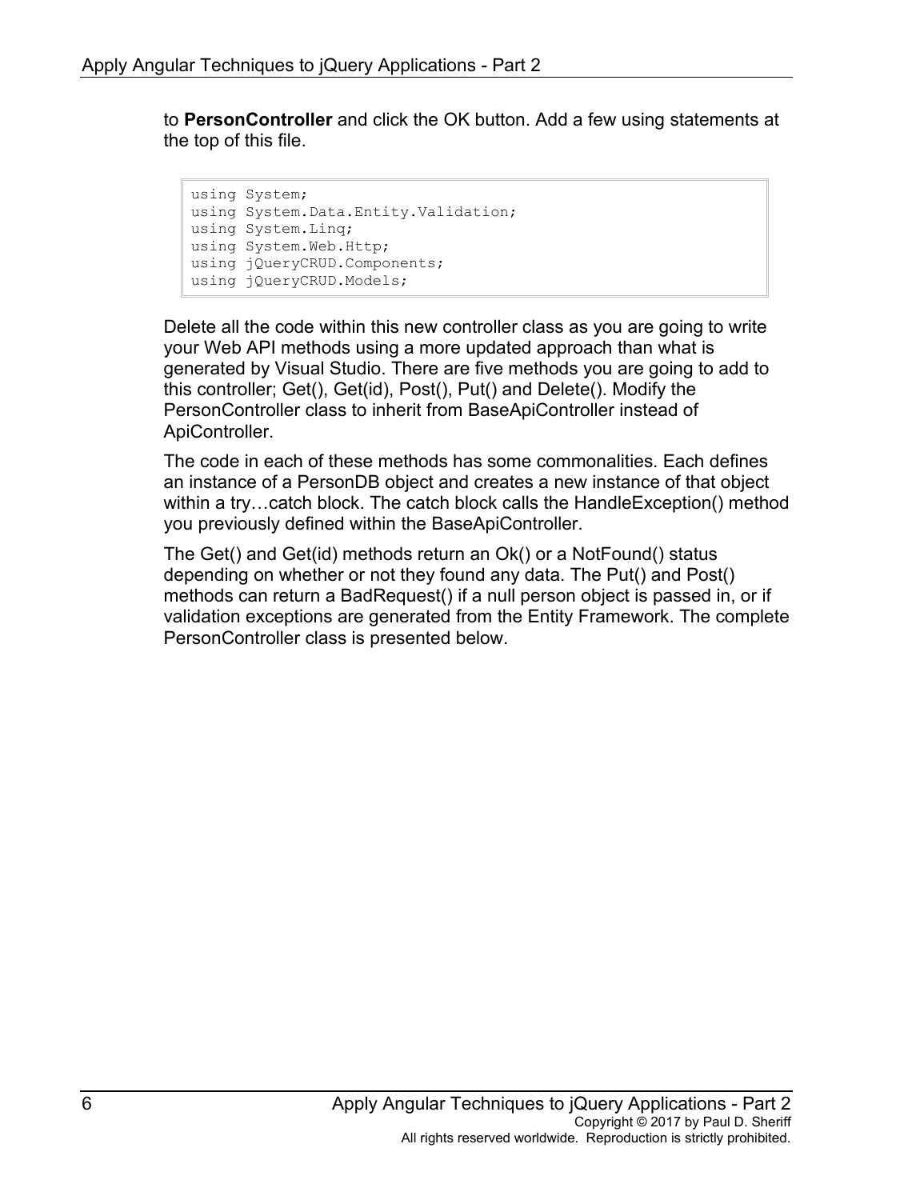to **PersonController** and click the OK button. Add a few using statements at the top of this file.

```
using System;
using System.Data.Entity.Validation;
using System.Linq;
using System.Web.Http;
using jQueryCRUD.Components;
using jQueryCRUD.Models;
```

Delete all the code within this new controller class as you are going to write your Web API methods using a more updated approach than what is generated by Visual Studio. There are five methods you are going to add to this controller; Get(), Get(id), Post(), Put() and Delete(). Modify the PersonController class to inherit from BaseApiController instead of ApiController.

The code in each of these methods has some commonalities. Each defines an instance of a PersonDB object and creates a new instance of that object within a try…catch block. The catch block calls the HandleException() method you previously defined within the BaseApiController.

The Get() and Get(id) methods return an Ok() or a NotFound() status depending on whether or not they found any data. The Put() and Post() methods can return a BadRequest() if a null person object is passed in, or if validation exceptions are generated from the Entity Framework. The complete PersonController class is presented below.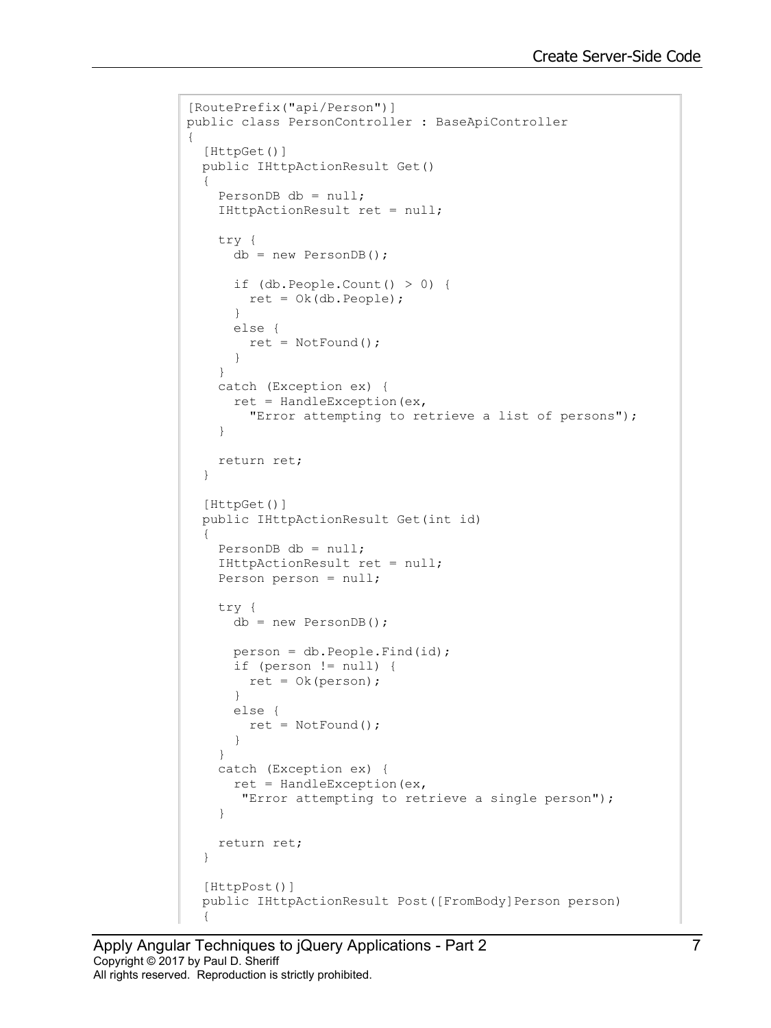```
[RoutePrefix("api/Person")]
public class PersonController : BaseApiController
{
  [HttpGet()]
  public IHttpActionResult Get()
  {
    PersonDB db = null;
    IHttpActionResult ret = null;

    try {
      db = new PersonDB();

      if (db.People.Count() > 0) {
        ret = Ok(db.People);
      }
      else {
        ret = NotFound();
      }
    }
    catch (Exception ex) {
      ret = HandleException(ex,
        "Error attempting to retrieve a list of persons");
    }

    return ret;
  }

  [HttpGet()]
  public IHttpActionResult Get(int id)
  {
    PersonDB db = null;
    IHttpActionResult ret = null;
    Person person = null;

    try {
      db = new PersonDB();

      person = db.People.Find(id);
      if (person != null) {
        ret = Ok(person);
      }
      else {
        ret = NotFound();
      }
    }
    catch (Exception ex) {
      ret = HandleException(ex,
       "Error attempting to retrieve a single person");
    }

    return ret;
  }

  [HttpPost()]
  public IHttpActionResult Post([FromBody]Person person)
  {
```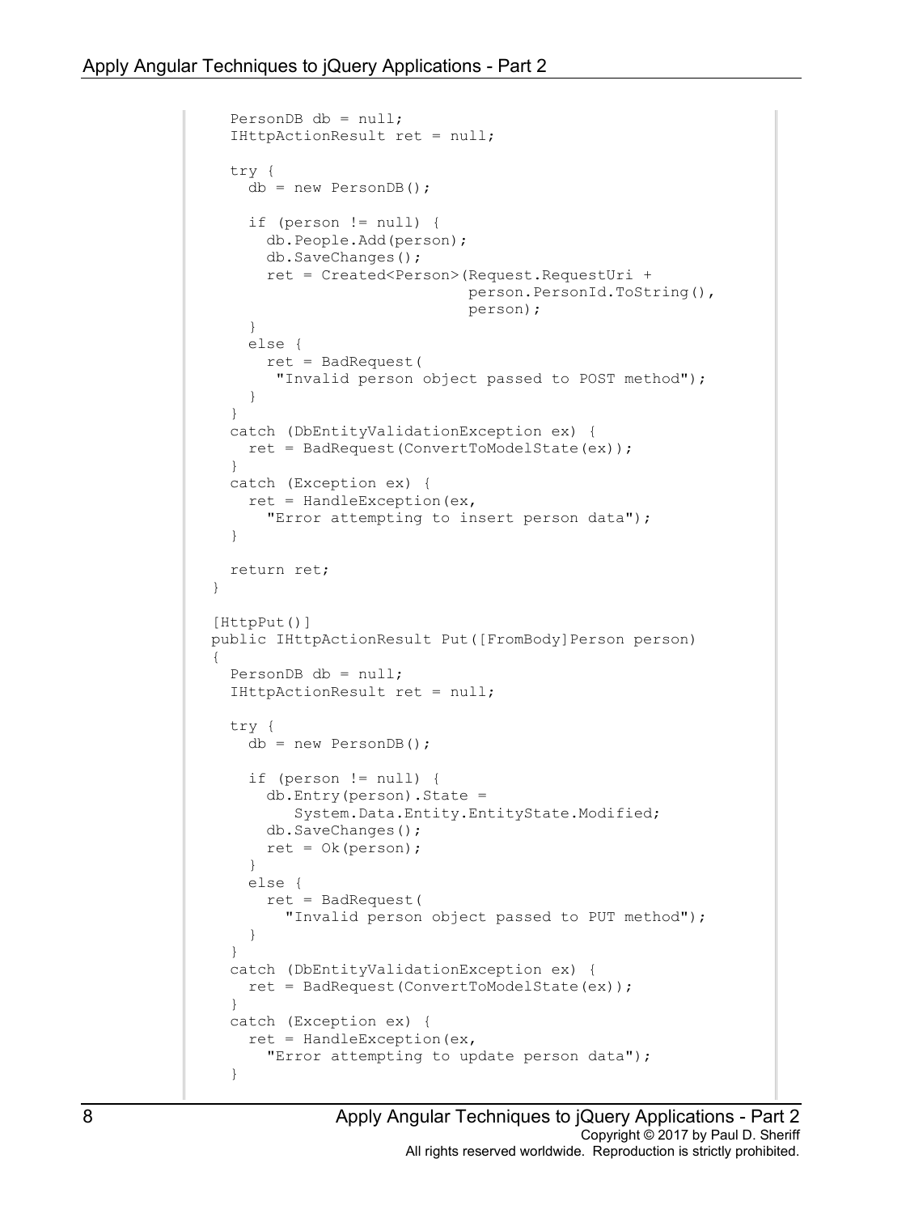```
  PersonDB db = null;
  IHttpActionResult ret = null;

  try {
    db = new PersonDB();

    if (person != null) {
      db.People.Add(person);
      db.SaveChanges();
      ret = Created<Person>(Request.RequestUri +
                            person.PersonId.ToString(),
                            person);
    }
    else {
      ret = BadRequest(
       "Invalid person object passed to POST method");
    }
  }
  catch (DbEntityValidationException ex) {
    ret = BadRequest(ConvertToModelState(ex));
  }
  catch (Exception ex) {
    ret = HandleException(ex,
      "Error attempting to insert person data");
  }

  return ret;
}

[HttpPut()]
public IHttpActionResult Put([FromBody]Person person)
{
  PersonDB db = null;
  IHttpActionResult ret = null;

  try {
    db = new PersonDB();

    if (person != null) {
      db.Entry(person).State =
         System.Data.Entity.EntityState.Modified;
      db.SaveChanges();
      ret = Ok(person);
    }
    else {
      ret = BadRequest(
        "Invalid person object passed to PUT method");
    }
  }
  catch (DbEntityValidationException ex) {
    ret = BadRequest(ConvertToModelState(ex));
  }
  catch (Exception ex) {
    ret = HandleException(ex,
      "Error attempting to update person data");
  }
```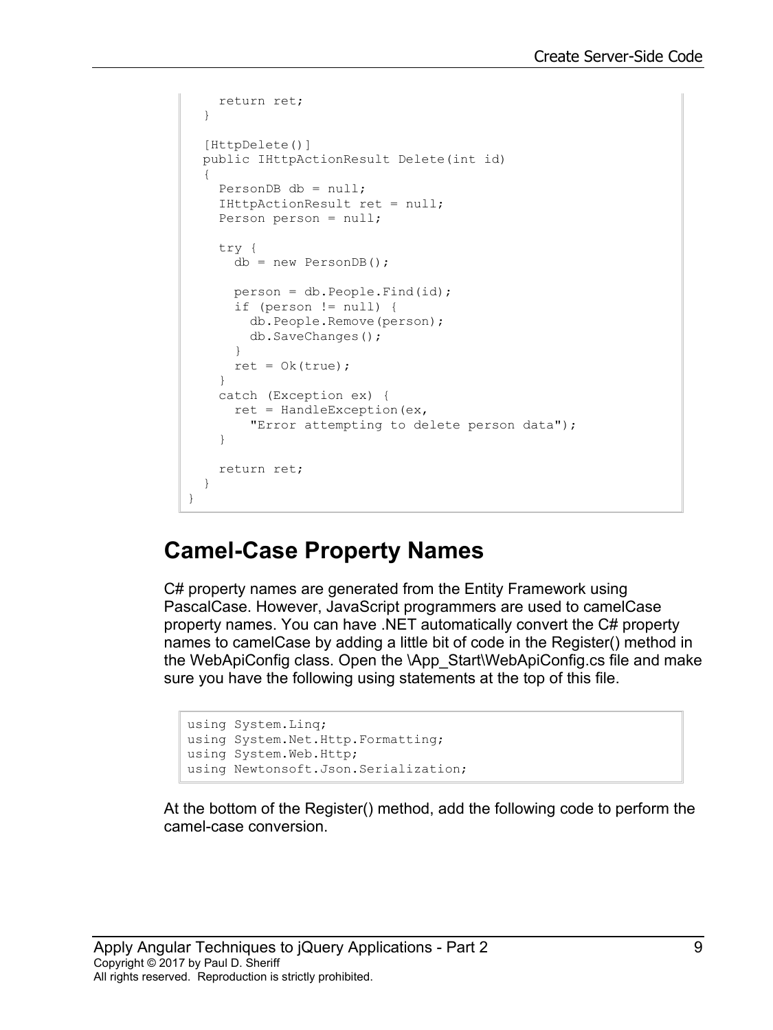```
    return ret;
  }

  [HttpDelete()]
  public IHttpActionResult Delete(int id)
  {
    PersonDB db = null;
    IHttpActionResult ret = null;
    Person person = null;

    try {
      db = new PersonDB();

      person = db.People.Find(id);
      if (person != null) {
        db.People.Remove(person);
        db.SaveChanges();
      }
      ret = Ok(true);
    }
    catch (Exception ex) {
      ret = HandleException(ex,
        "Error attempting to delete person data");
    }

    return ret;
  }
}
```

## Camel-Case Property Names

C# property names are generated from the Entity Framework using PascalCase. However, JavaScript programmers are used to camelCase property names. You can have .NET automatically convert the C# property names to camelCase by adding a little bit of code in the Register() method in the WebApiConfig class. Open the \App_Start\WebApiConfig.cs file and make sure you have the following using statements at the top of this file.

```
using System.Linq;
using System.Net.Http.Formatting;
using System.Web.Http;
using Newtonsoft.Json.Serialization;
```

At the bottom of the Register() method, add the following code to perform the camel-case conversion.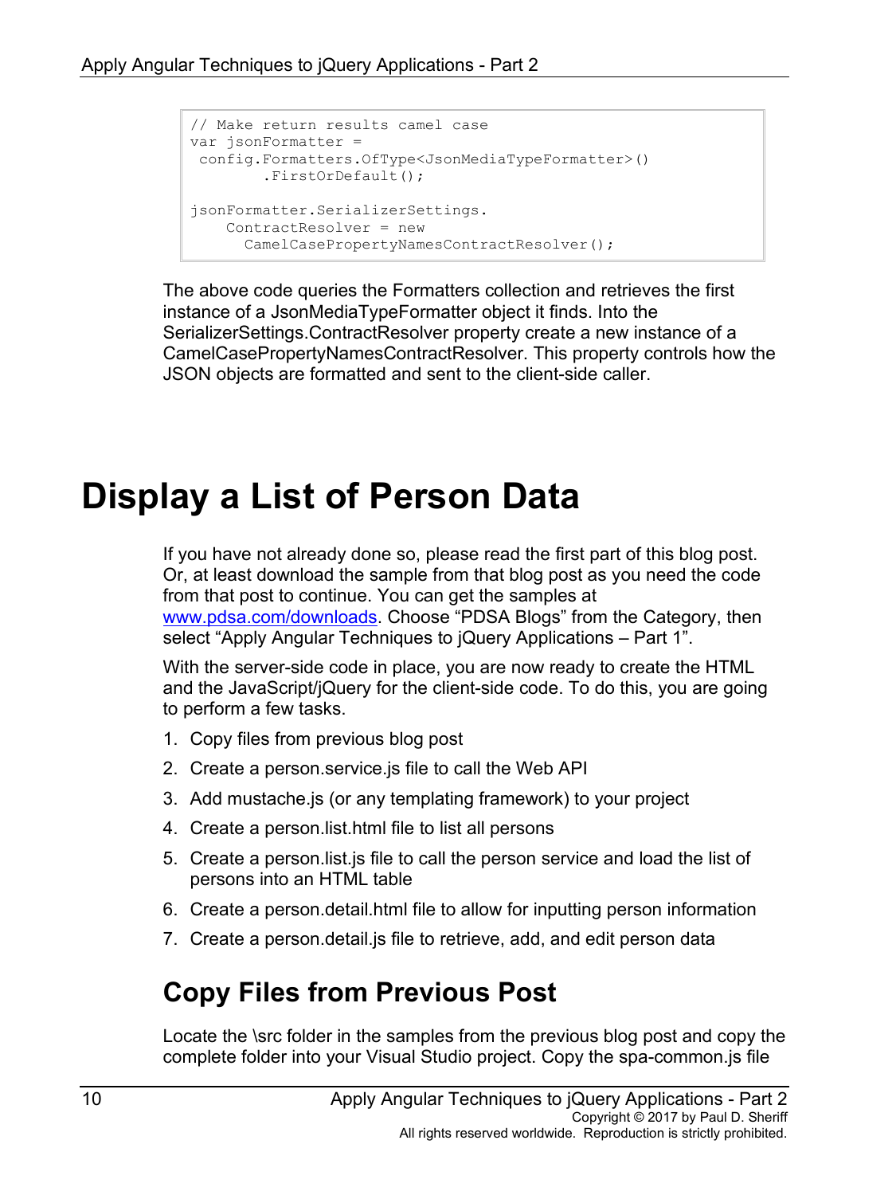```
// Make return results camel case
var jsonFormatter =
 config.Formatters.OfType<JsonMediaTypeFormatter>()
        .FirstOrDefault();

jsonFormatter.SerializerSettings.
    ContractResolver = new
      CamelCasePropertyNamesContractResolver();
```

The above code queries the Formatters collection and retrieves the first instance of a JsonMediaTypeFormatter object it finds. Into the SerializerSettings.ContractResolver property create a new instance of a CamelCasePropertyNamesContractResolver. This property controls how the JSON objects are formatted and sent to the client-side caller.

# Display a List of Person Data

If you have not already done so, please read the first part of this blog post. Or, at least download the sample from that blog post as you need the code from that post to continue. You can get the samples at [www.pdsa.com/downloads](www.pdsa.com/downloads). Choose "PDSA Blogs" from the Category, then select "Apply Angular Techniques to jQuery Applications – Part 1".

With the server-side code in place, you are now ready to create the HTML and the JavaScript/jQuery for the client-side code. To do this, you are going to perform a few tasks.

1. Copy files from previous blog post
2. Create a person.service.js file to call the Web API
3. Add mustache.js (or any templating framework) to your project
4. Create a person.list.html file to list all persons
5. Create a person.list.js file to call the person service and load the list of persons into an HTML table
6. Create a person.detail.html file to allow for inputting person information
7. Create a person.detail.js file to retrieve, add, and edit person data

## Copy Files from Previous Post

Locate the \src folder in the samples from the previous blog post and copy the complete folder into your Visual Studio project. Copy the spa-common.js file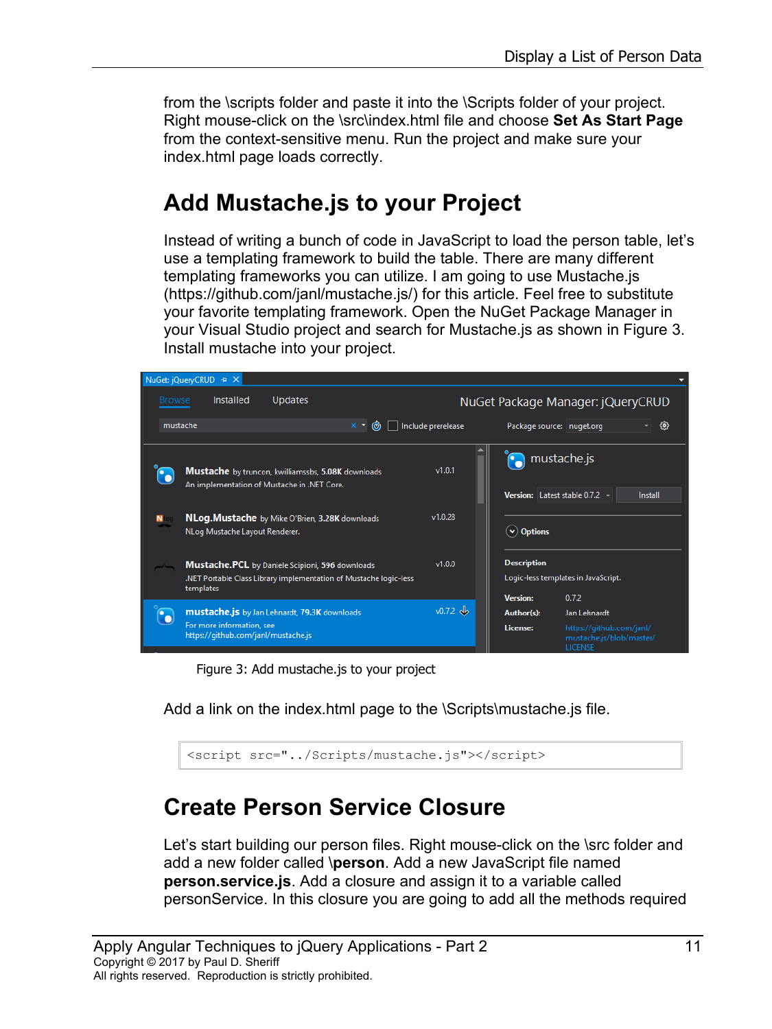from the \scripts folder and paste it into the \Scripts folder of your project. Right mouse-click on the \src\index.html file and choose **Set As Start Page** from the context-sensitive menu. Run the project and make sure your index.html page loads correctly.

## Add Mustache.js to your Project

Instead of writing a bunch of code in JavaScript to load the person table, let's use a templating framework to build the table. There are many different templating frameworks you can utilize. I am going to use Mustache.js (https://github.com/janl/mustache.js/) for this article. Feel free to substitute your favorite templating framework. Open the NuGet Package Manager in your Visual Studio project and search for Mustache.js as shown in Figure 3. Install mustache into your project.

Figure 3: Add mustache.js to your project

Add a link on the index.html page to the \Scripts\mustache.js file.

```
<script src="../Scripts/mustache.js"></script>
```

## Create Person Service Closure

Let's start building our person files. Right mouse-click on the \src folder and add a new folder called **\person**. Add a new JavaScript file named **person.service.js**. Add a closure and assign it to a variable called personService. In this closure you are going to add all the methods required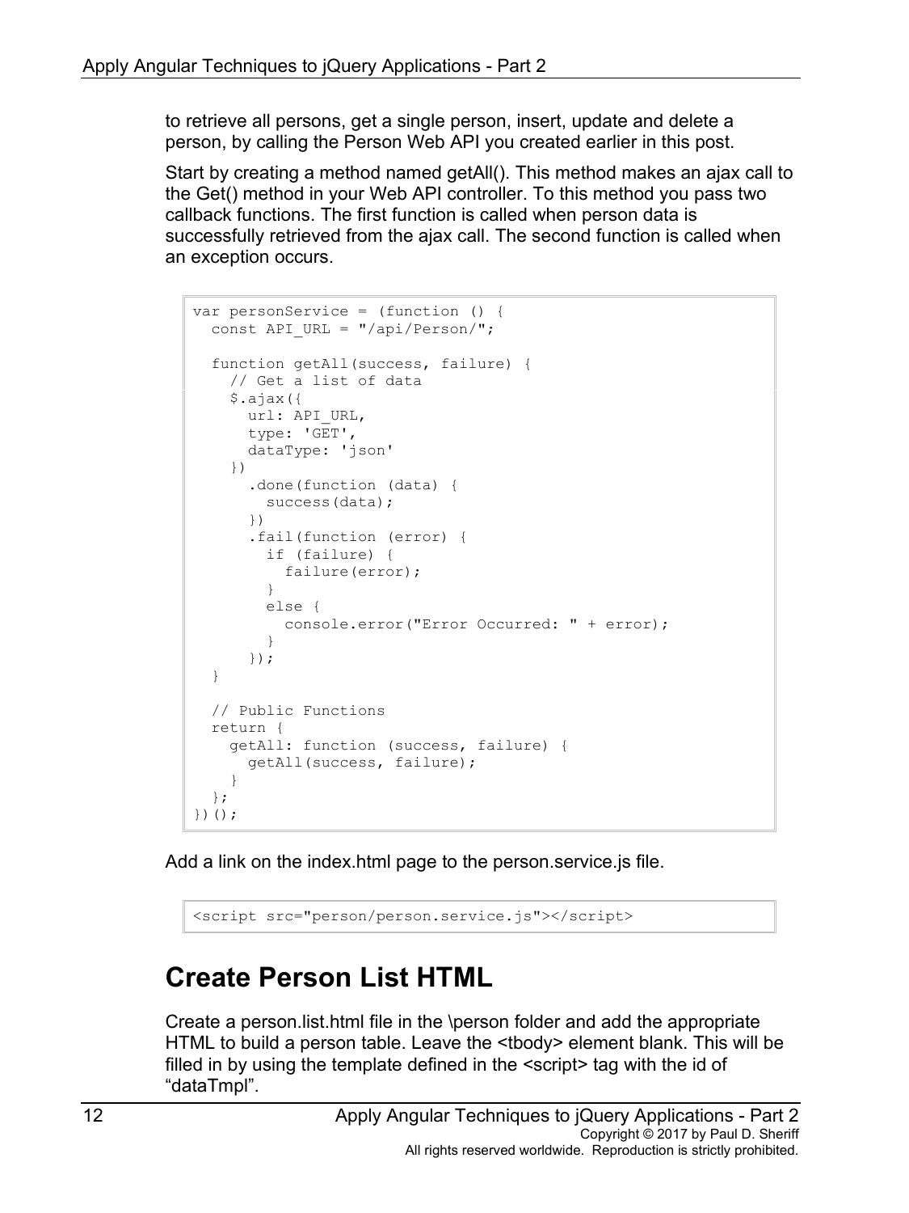to retrieve all persons, get a single person, insert, update and delete a person, by calling the Person Web API you created earlier in this post.

Start by creating a method named getAll(). This method makes an ajax call to the Get() method in your Web API controller. To this method you pass two callback functions. The first function is called when person data is successfully retrieved from the ajax call. The second function is called when an exception occurs.

```
var personService = (function () {
  const API_URL = "/api/Person/";

  function getAll(success, failure) {
    // Get a list of data
    $.ajax({
      url: API_URL,
      type: 'GET',
      dataType: 'json'
    })
      .done(function (data) {
        success(data);
      })
      .fail(function (error) {
        if (failure) {
          failure(error);
        }
        else {
          console.error("Error Occurred: " + error);
        }
      });
  }

  // Public Functions
  return {
    getAll: function (success, failure) {
      getAll(success, failure);
    }
  };
})();
```

Add a link on the index.html page to the person.service.js file.

```
<script src="person/person.service.js"></script>
```

## Create Person List HTML

Create a person.list.html file in the \person folder and add the appropriate HTML to build a person table. Leave the <tbody> element blank. This will be filled in by using the template defined in the <script> tag with the id of "dataTmpl".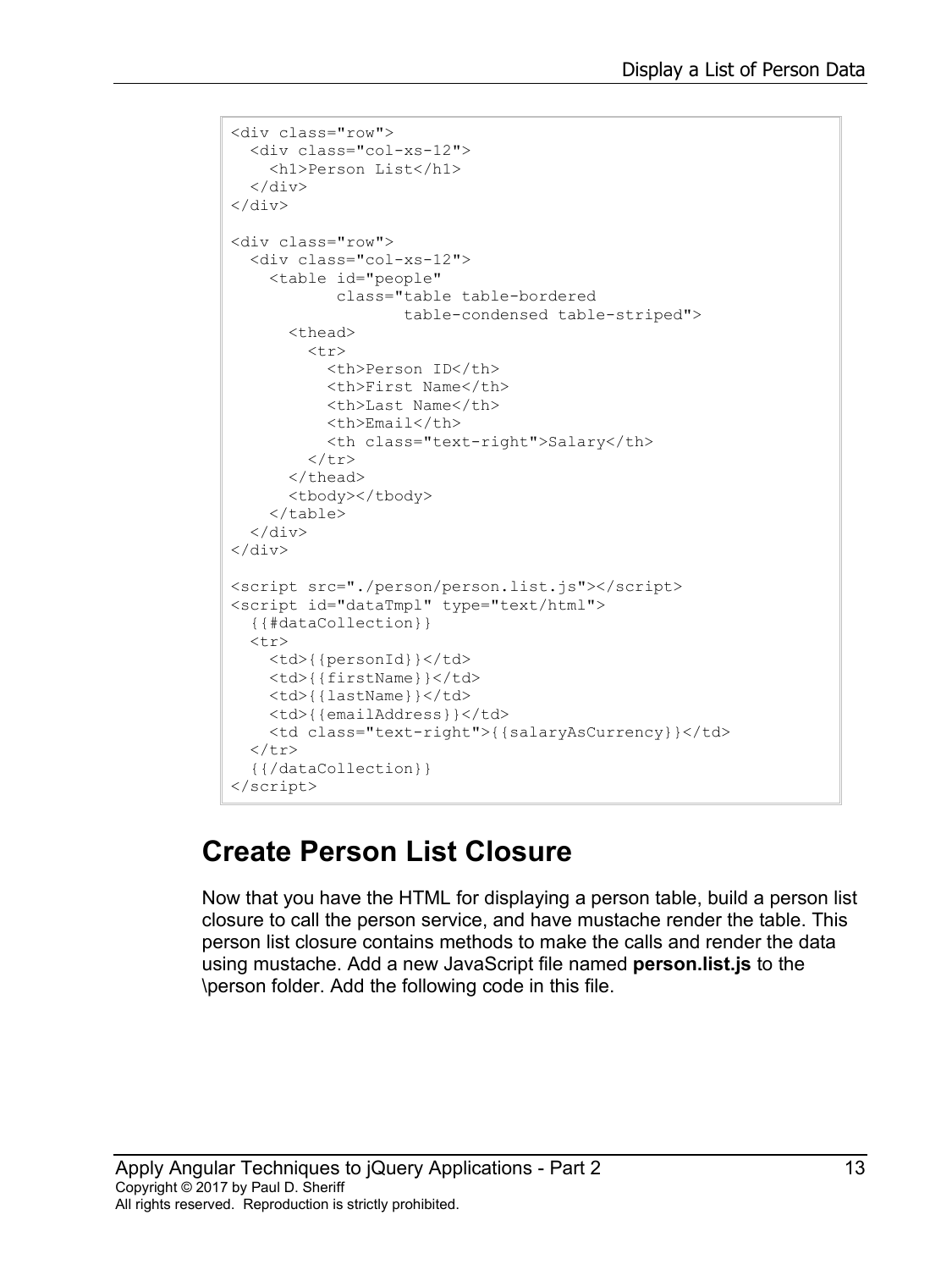```
<div class="row">
  <div class="col-xs-12">
    <h1>Person List</h1>
  </div>
</div>

<div class="row">
  <div class="col-xs-12">
    <table id="people"
           class="table table-bordered
                  table-condensed table-striped">
      <thead>
        <tr>
          <th>Person ID</th>
          <th>First Name</th>
          <th>Last Name</th>
          <th>Email</th>
          <th class="text-right">Salary</th>
        </tr>
      </thead>
      <tbody></tbody>
    </table>
  </div>
</div>

<script src="./person/person.list.js"></script>
<script id="dataTmpl" type="text/html">
  {{#dataCollection}}
  <tr>
    <td>{{personId}}</td>
    <td>{{firstName}}</td>
    <td>{{lastName}}</td>
    <td>{{emailAddress}}</td>
    <td class="text-right">{{salaryAsCurrency}}</td>
  </tr>
  {{/dataCollection}}
</script>
```

## Create Person List Closure

Now that you have the HTML for displaying a person table, build a person list closure to call the person service, and have mustache render the table. This person list closure contains methods to make the calls and render the data using mustache. Add a new JavaScript file named **person.list.js** to the \person folder. Add the following code in this file.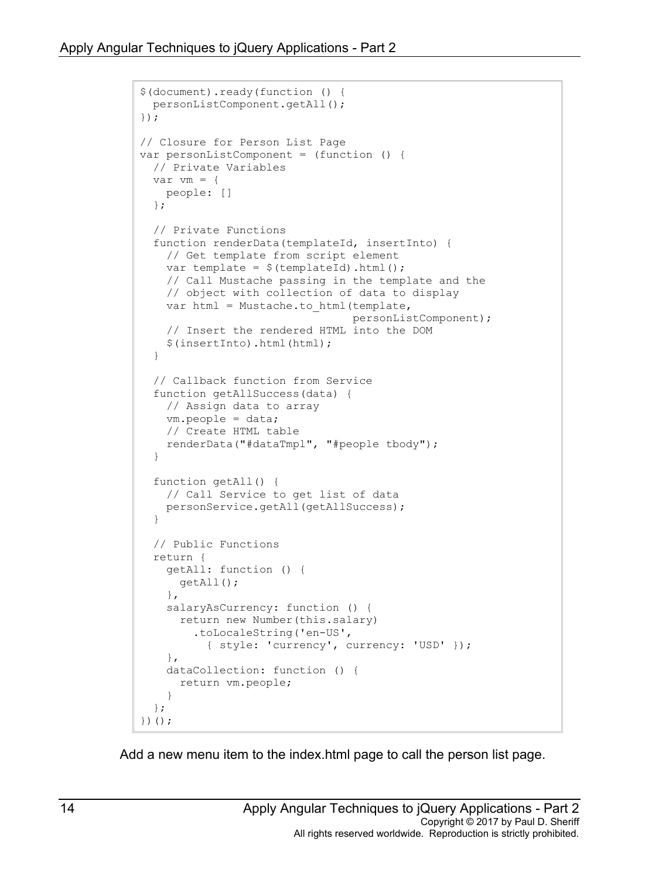```
$(document).ready(function () {
  personListComponent.getAll();
});

// Closure for Person List Page
var personListComponent = (function () {
  // Private Variables
  var vm = {
    people: []
  };

  // Private Functions
  function renderData(templateId, insertInto) {
    // Get template from script element
    var template = $(templateId).html();
    // Call Mustache passing in the template and the
    // object with collection of data to display
    var html = Mustache.to_html(template,
                                personListComponent);
    // Insert the rendered HTML into the DOM
    $(insertInto).html(html);
  }

  // Callback function from Service
  function getAllSuccess(data) {
    // Assign data to array
    vm.people = data;
    // Create HTML table
    renderData("#dataTmpl", "#people tbody");
  }

  function getAll() {
    // Call Service to get list of data
    personService.getAll(getAllSuccess);
  }

  // Public Functions
  return {
    getAll: function () {
      getAll();
    },
    salaryAsCurrency: function () {
      return new Number(this.salary)
        .toLocaleString('en-US',
          { style: 'currency', currency: 'USD' });
    },
    dataCollection: function () {
      return vm.people;
    }
  };
})();
```

Add a new menu item to the index.html page to call the person list page.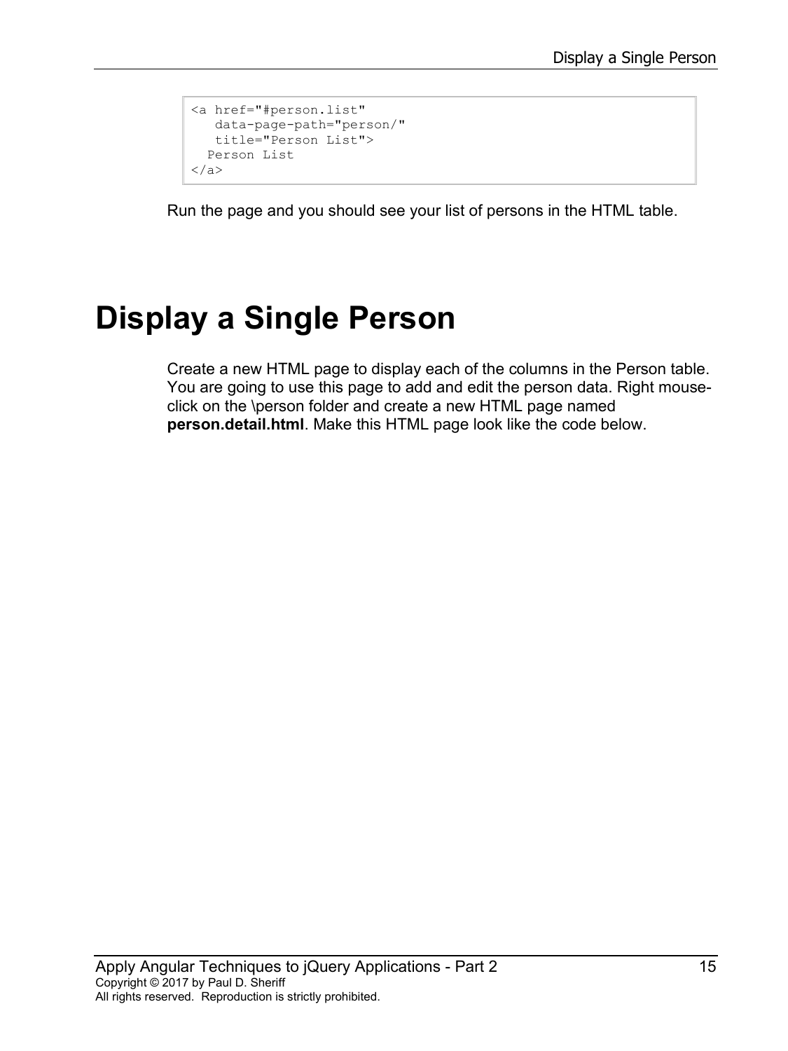```
<a href="#person.list"
   data-page-path="person/"
   title="Person List">
  Person List
</a>
```

Run the page and you should see your list of persons in the HTML table.

# Display a Single Person

Create a new HTML page to display each of the columns in the Person table. You are going to use this page to add and edit the person data. Right mouse-click on the \person folder and create a new HTML page named **person.detail.html**. Make this HTML page look like the code below.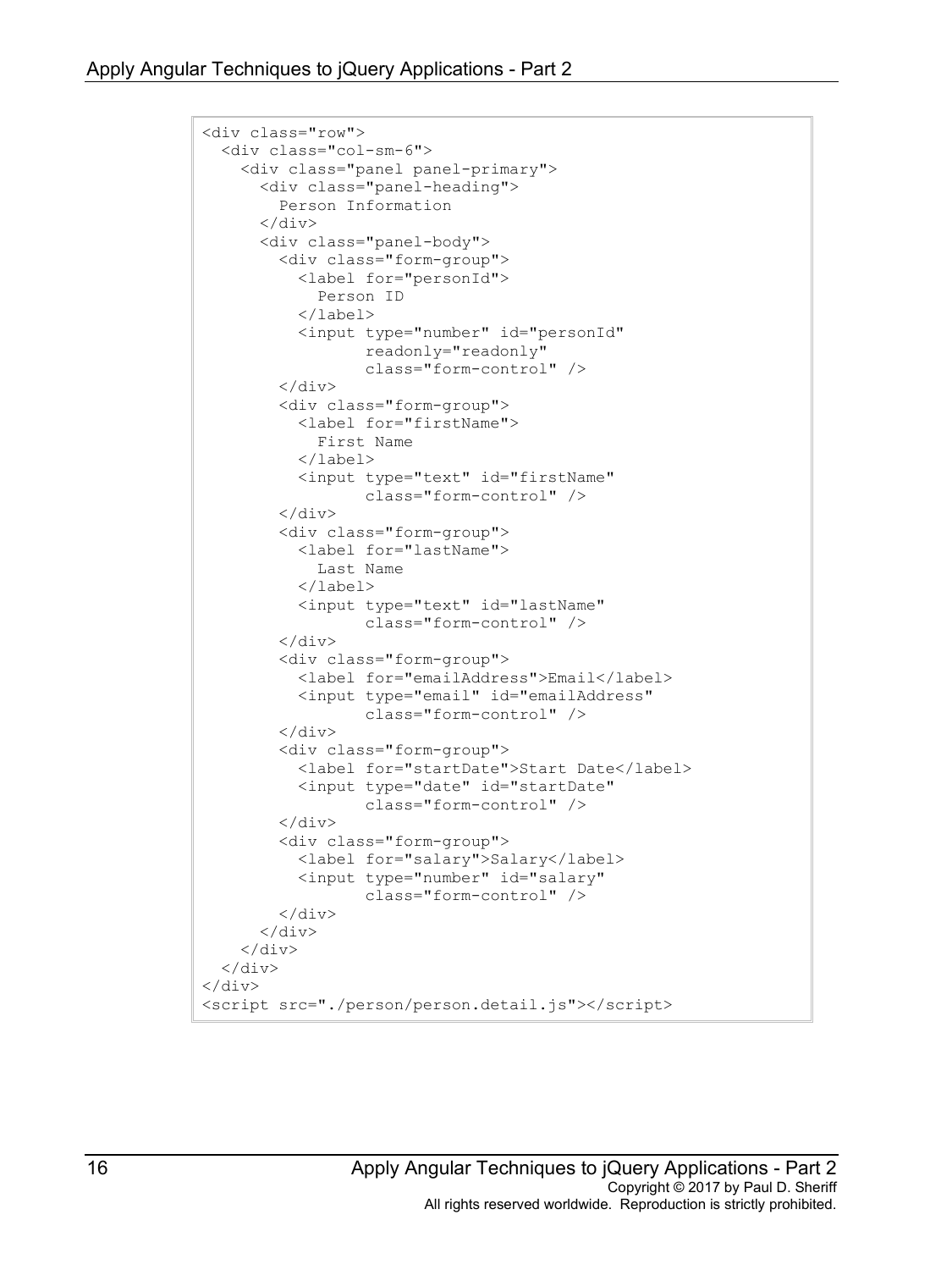```html
<div class="row">
  <div class="col-sm-6">
    <div class="panel panel-primary">
      <div class="panel-heading">
        Person Information
      </div>
      <div class="panel-body">
        <div class="form-group">
          <label for="personId">
            Person ID
          </label>
          <input type="number" id="personId"
                 readonly="readonly"
                 class="form-control" />
        </div>
        <div class="form-group">
          <label for="firstName">
            First Name
          </label>
          <input type="text" id="firstName"
                 class="form-control" />
        </div>
        <div class="form-group">
          <label for="lastName">
            Last Name
          </label>
          <input type="text" id="lastName"
                 class="form-control" />
        </div>
        <div class="form-group">
          <label for="emailAddress">Email</label>
          <input type="email" id="emailAddress"
                 class="form-control" />
        </div>
        <div class="form-group">
          <label for="startDate">Start Date</label>
          <input type="date" id="startDate"
                 class="form-control" />
        </div>
        <div class="form-group">
          <label for="salary">Salary</label>
          <input type="number" id="salary"
                 class="form-control" />
        </div>
      </div>
    </div>
  </div>
</div>
<script src="./person/person.detail.js"></script>
```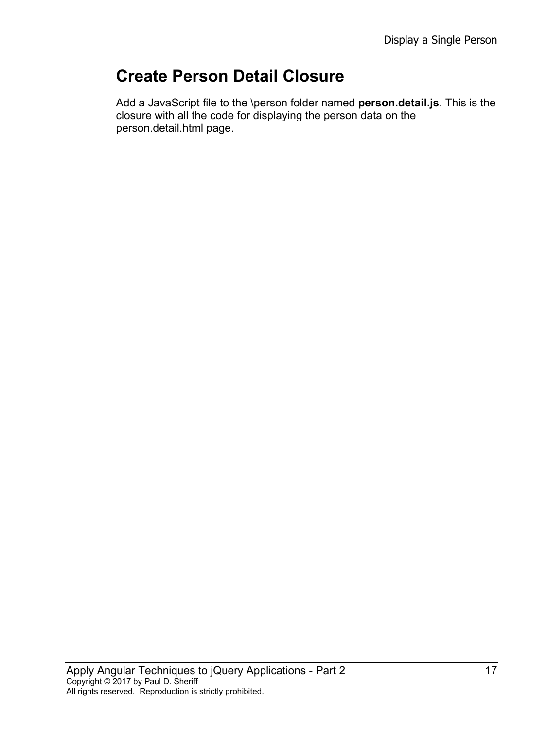## Create Person Detail Closure

Add a JavaScript file to the \person folder named **person.detail.js**. This is the closure with all the code for displaying the person data on the person.detail.html page.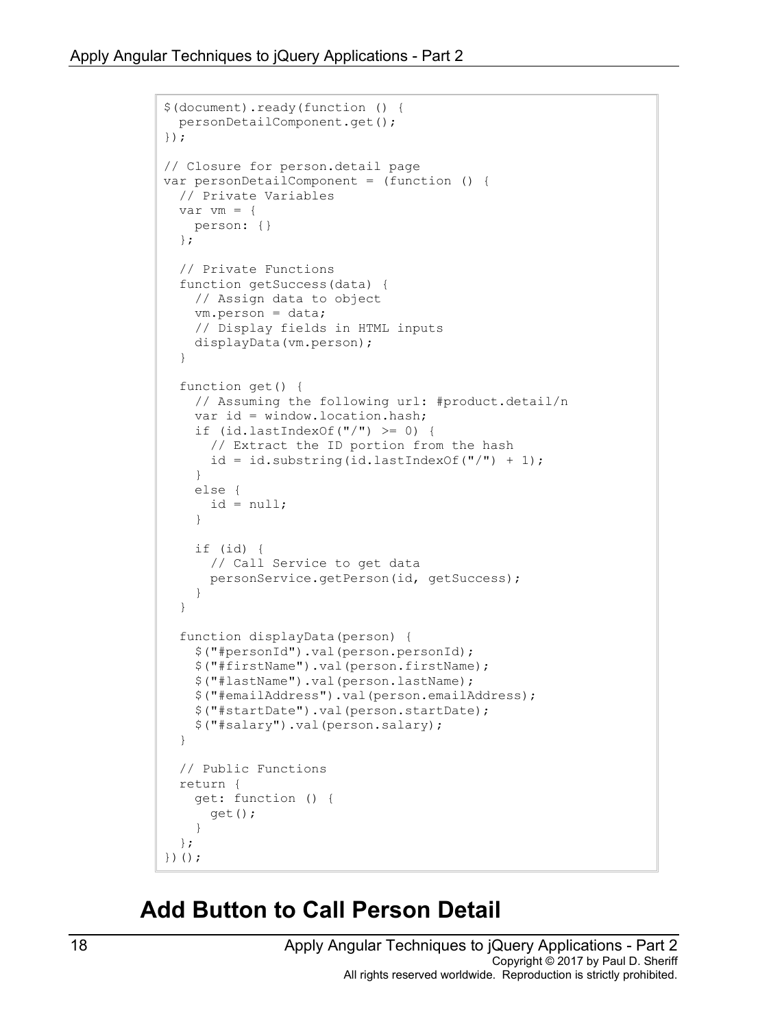```
$(document).ready(function () {
  personDetailComponent.get();
});

// Closure for person.detail page
var personDetailComponent = (function () {
  // Private Variables
  var vm = {
    person: {}
  };

  // Private Functions
  function getSuccess(data) {
    // Assign data to object
    vm.person = data;
    // Display fields in HTML inputs
    displayData(vm.person);
  }

  function get() {
    // Assuming the following url: #product.detail/n
    var id = window.location.hash;
    if (id.lastIndexOf("/") >= 0) {
      // Extract the ID portion from the hash
      id = id.substring(id.lastIndexOf("/") + 1);
    }
    else {
      id = null;
    }

    if (id) {
      // Call Service to get data
      personService.getPerson(id, getSuccess);
    }
  }

  function displayData(person) {
    $("#personId").val(person.personId);
    $("#firstName").val(person.firstName);
    $("#lastName").val(person.lastName);
    $("#emailAddress").val(person.emailAddress);
    $("#startDate").val(person.startDate);
    $("#salary").val(person.salary);
  }

  // Public Functions
  return {
    get: function () {
      get();
    }
  };
})();
```

## Add Button to Call Person Detail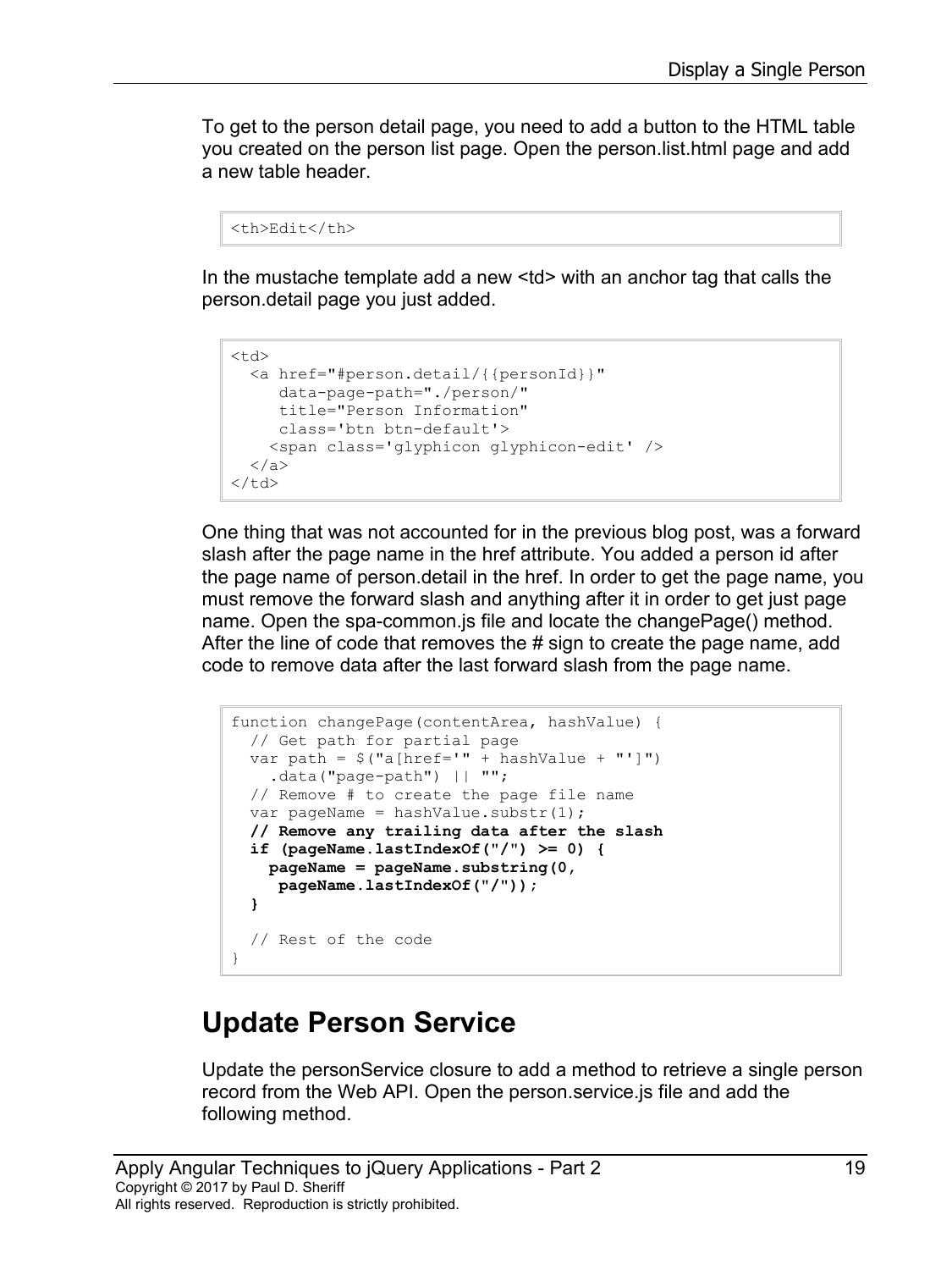To get to the person detail page, you need to add a button to the HTML table you created on the person list page. Open the person.list.html page and add a new table header.

```
<th>Edit</th>
```

In the mustache template add a new <td> with an anchor tag that calls the person.detail page you just added.

```
<td>
  <a href="#person.detail/{{personId}}"
     data-page-path="./person/"
     title="Person Information"
     class='btn btn-default'>
    <span class='glyphicon glyphicon-edit' />
  </a>
</td>
```

One thing that was not accounted for in the previous blog post, was a forward slash after the page name in the href attribute. You added a person id after the page name of person.detail in the href. In order to get the page name, you must remove the forward slash and anything after it in order to get just page name. Open the spa-common.js file and locate the changePage() method. After the line of code that removes the # sign to create the page name, add code to remove data after the last forward slash from the page name.

```
function changePage(contentArea, hashValue) {
  // Get path for partial page
  var path = $("a[href='" + hashValue + "']")
    .data("page-path") || "";
  // Remove # to create the page file name
  var pageName = hashValue.substr(1);
  // Remove any trailing data after the slash
  if (pageName.lastIndexOf("/") >= 0) {
    pageName = pageName.substring(0,
     pageName.lastIndexOf("/"));
  }

  // Rest of the code
}
```

## Update Person Service

Update the personService closure to add a method to retrieve a single person record from the Web API. Open the person.service.js file and add the following method.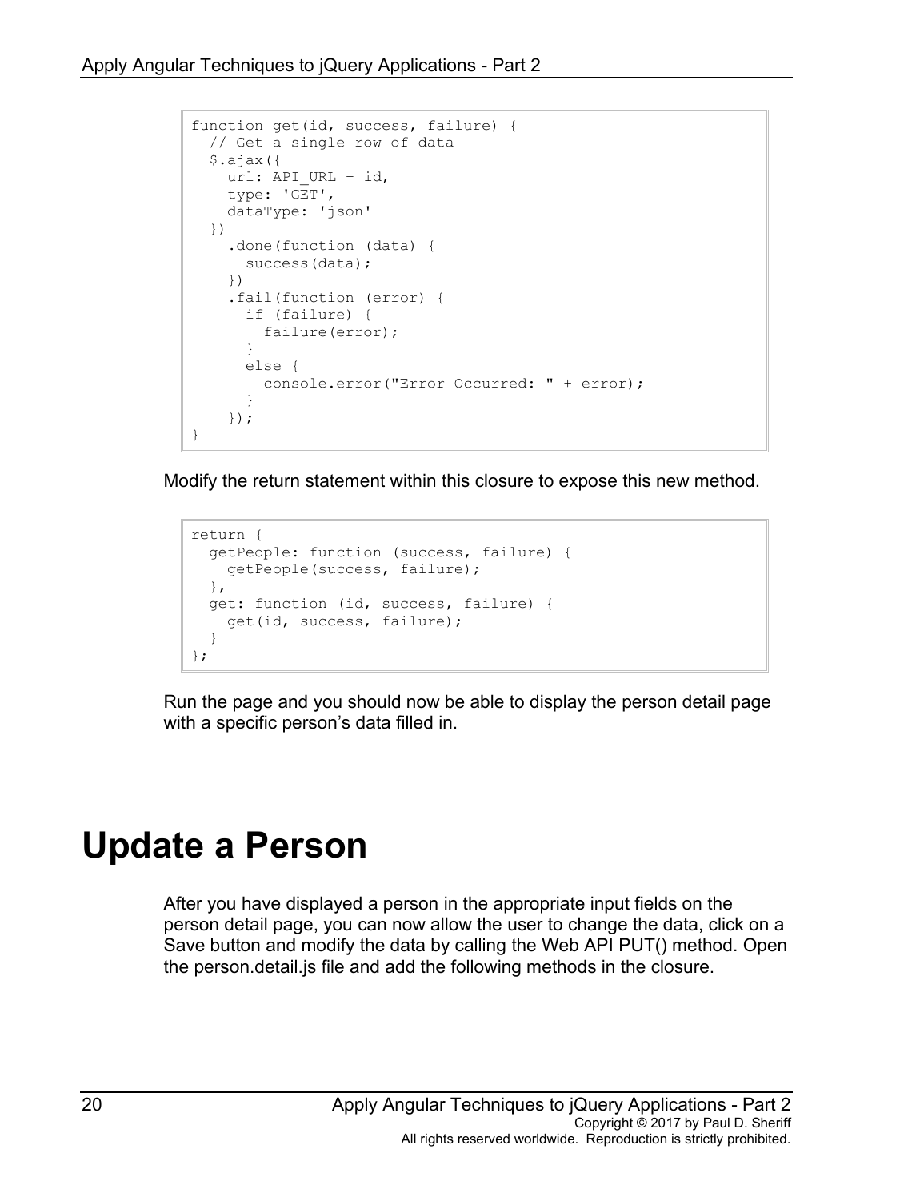```
function get(id, success, failure) {
  // Get a single row of data
  $.ajax({
    url: API_URL + id,
    type: 'GET',
    dataType: 'json'
  })
    .done(function (data) {
      success(data);
    })
    .fail(function (error) {
      if (failure) {
        failure(error);
      }
      else {
        console.error("Error Occurred: " + error);
      }
    });
}
```

Modify the return statement within this closure to expose this new method.

```
return {
  getPeople: function (success, failure) {
    getPeople(success, failure);
  },
  get: function (id, success, failure) {
    get(id, success, failure);
  }
};
```

Run the page and you should now be able to display the person detail page with a specific person's data filled in.

# Update a Person

After you have displayed a person in the appropriate input fields on the person detail page, you can now allow the user to change the data, click on a Save button and modify the data by calling the Web API PUT() method. Open the person.detail.js file and add the following methods in the closure.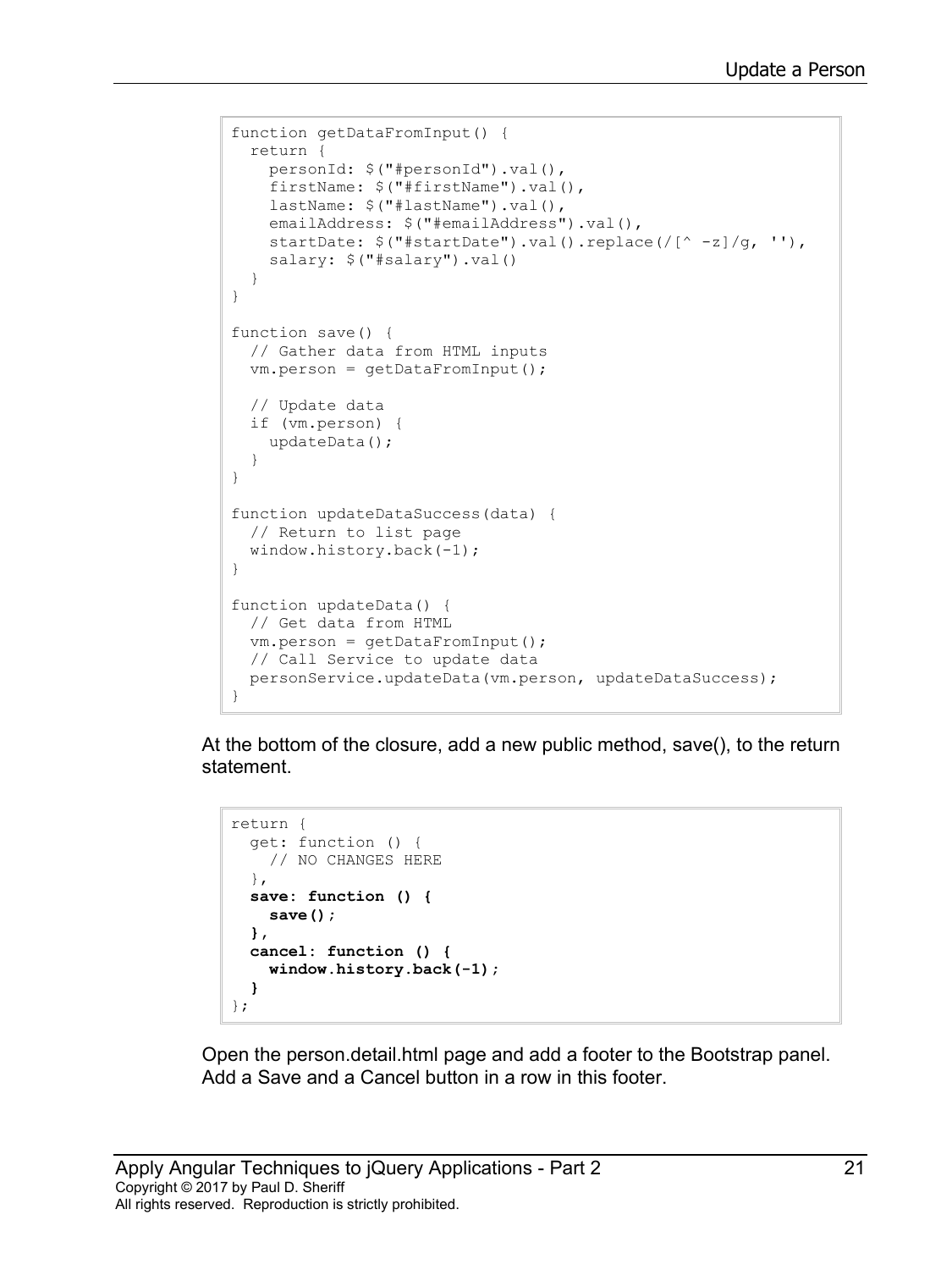```
function getDataFromInput() {
  return {
    personId: $("#personId").val(),
    firstName: $("#firstName").val(),
    lastName: $("#lastName").val(),
    emailAddress: $("#emailAddress").val(),
    startDate: $("#startDate").val().replace(/[^ -z]/g, ''),
    salary: $("#salary").val()
  }
}

function save() {
  // Gather data from HTML inputs
  vm.person = getDataFromInput();

  // Update data
  if (vm.person) {
    updateData();
  }
}

function updateDataSuccess(data) {
  // Return to list page
  window.history.back(-1);
}

function updateData() {
  // Get data from HTML
  vm.person = getDataFromInput();
  // Call Service to update data
  personService.updateData(vm.person, updateDataSuccess);
}
```

At the bottom of the closure, add a new public method, save(), to the return statement.

```
return {
  get: function () {
    // NO CHANGES HERE
  },
  save: function () {
    save();
  },
  cancel: function () {
    window.history.back(-1);
  }
};
```

Open the person.detail.html page and add a footer to the Bootstrap panel. Add a Save and a Cancel button in a row in this footer.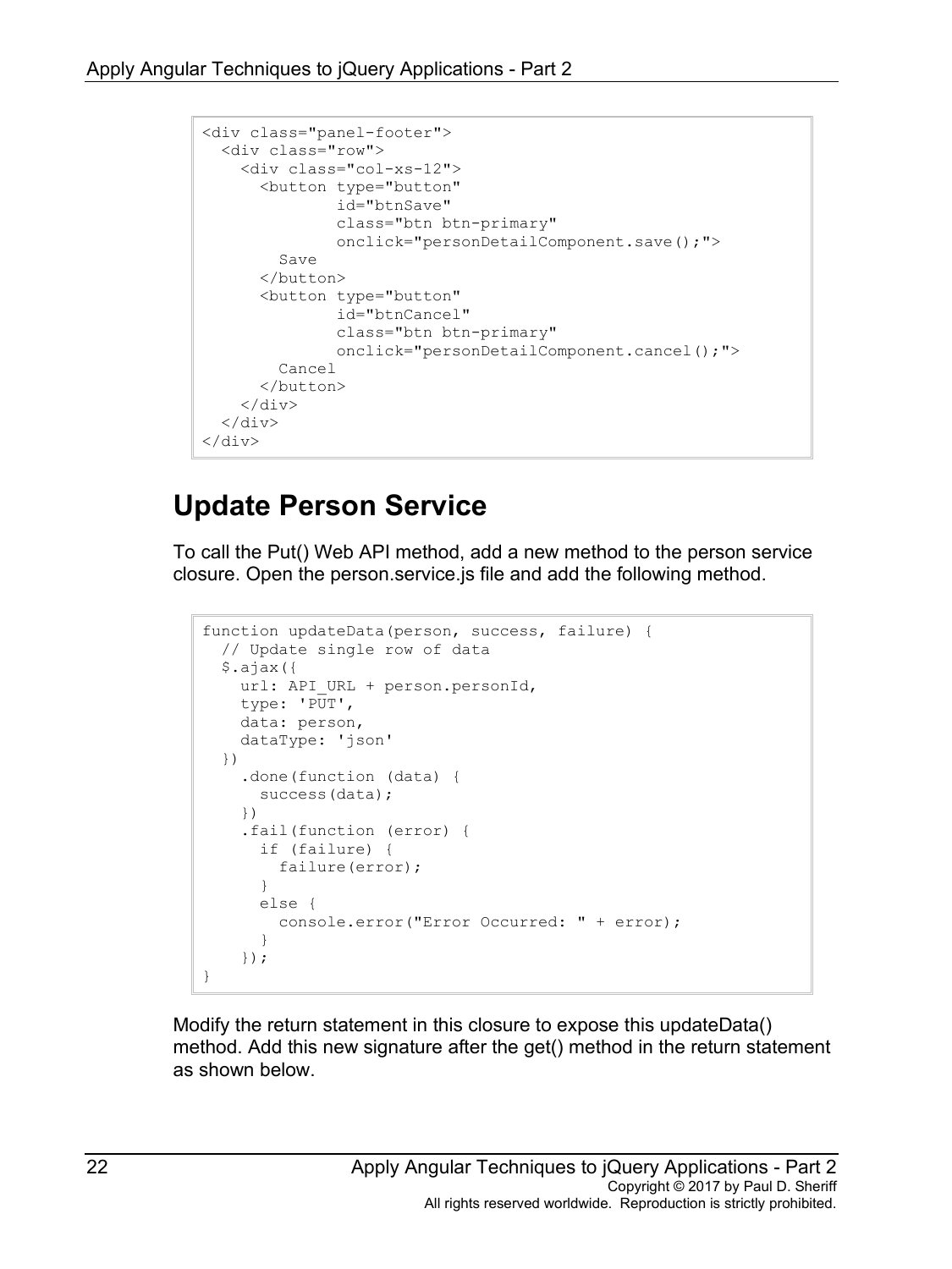```
<div class="panel-footer">
  <div class="row">
    <div class="col-xs-12">
      <button type="button"
              id="btnSave"
              class="btn btn-primary"
              onclick="personDetailComponent.save();">
        Save
      </button>
      <button type="button"
              id="btnCancel"
              class="btn btn-primary"
              onclick="personDetailComponent.cancel();">
        Cancel
      </button>
    </div>
  </div>
</div>
```

## Update Person Service

To call the Put() Web API method, add a new method to the person service closure. Open the person.service.js file and add the following method.

```
function updateData(person, success, failure) {
  // Update single row of data
  $.ajax({
    url: API_URL + person.personId,
    type: 'PUT',
    data: person,
    dataType: 'json'
  })
    .done(function (data) {
      success(data);
    })
    .fail(function (error) {
      if (failure) {
        failure(error);
      }
      else {
        console.error("Error Occurred: " + error);
      }
    });
}
```

Modify the return statement in this closure to expose this updateData() method. Add this new signature after the get() method in the return statement as shown below.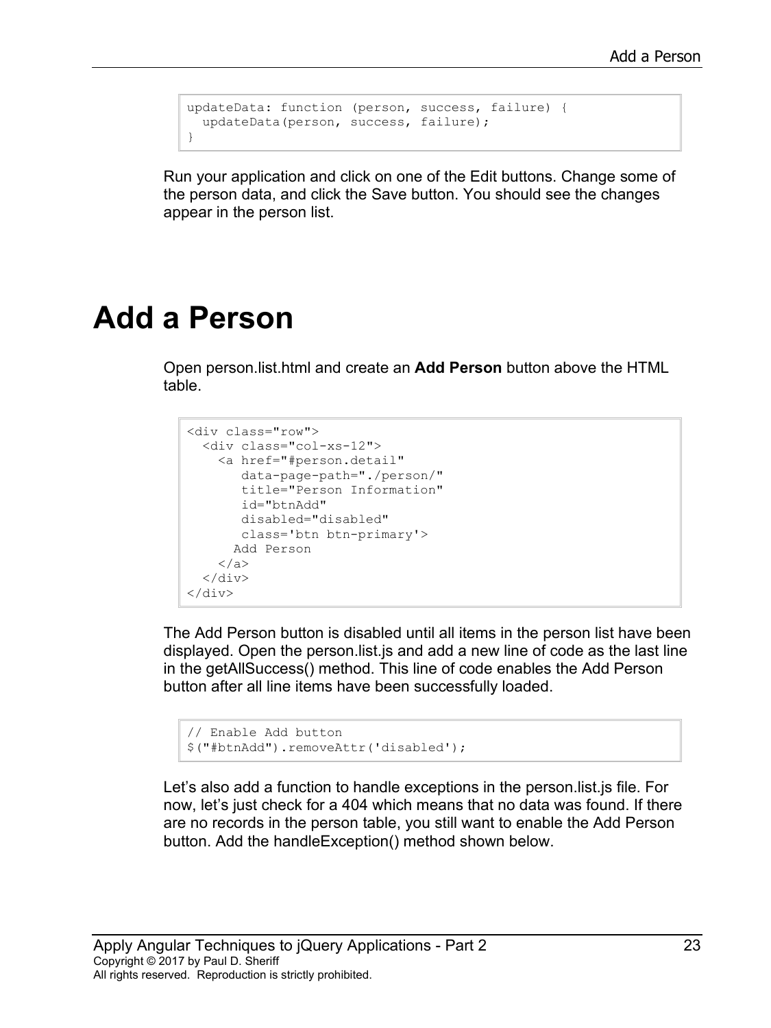```
updateData: function (person, success, failure) {
  updateData(person, success, failure);
}
```

Run your application and click on one of the Edit buttons. Change some of the person data, and click the Save button. You should see the changes appear in the person list.

# Add a Person

Open person.list.html and create an **Add Person** button above the HTML table.

```
<div class="row">
  <div class="col-xs-12">
    <a href="#person.detail"
       data-page-path="./person/"
       title="Person Information"
       id="btnAdd"
       disabled="disabled"
       class='btn btn-primary'>
      Add Person
    </a>
  </div>
</div>
```

The Add Person button is disabled until all items in the person list have been displayed. Open the person.list.js and add a new line of code as the last line in the getAllSuccess() method. This line of code enables the Add Person button after all line items have been successfully loaded.

```
// Enable Add button
$("#btnAdd").removeAttr('disabled');
```

Let's also add a function to handle exceptions in the person.list.js file. For now, let's just check for a 404 which means that no data was found. If there are no records in the person table, you still want to enable the Add Person button. Add the handleException() method shown below.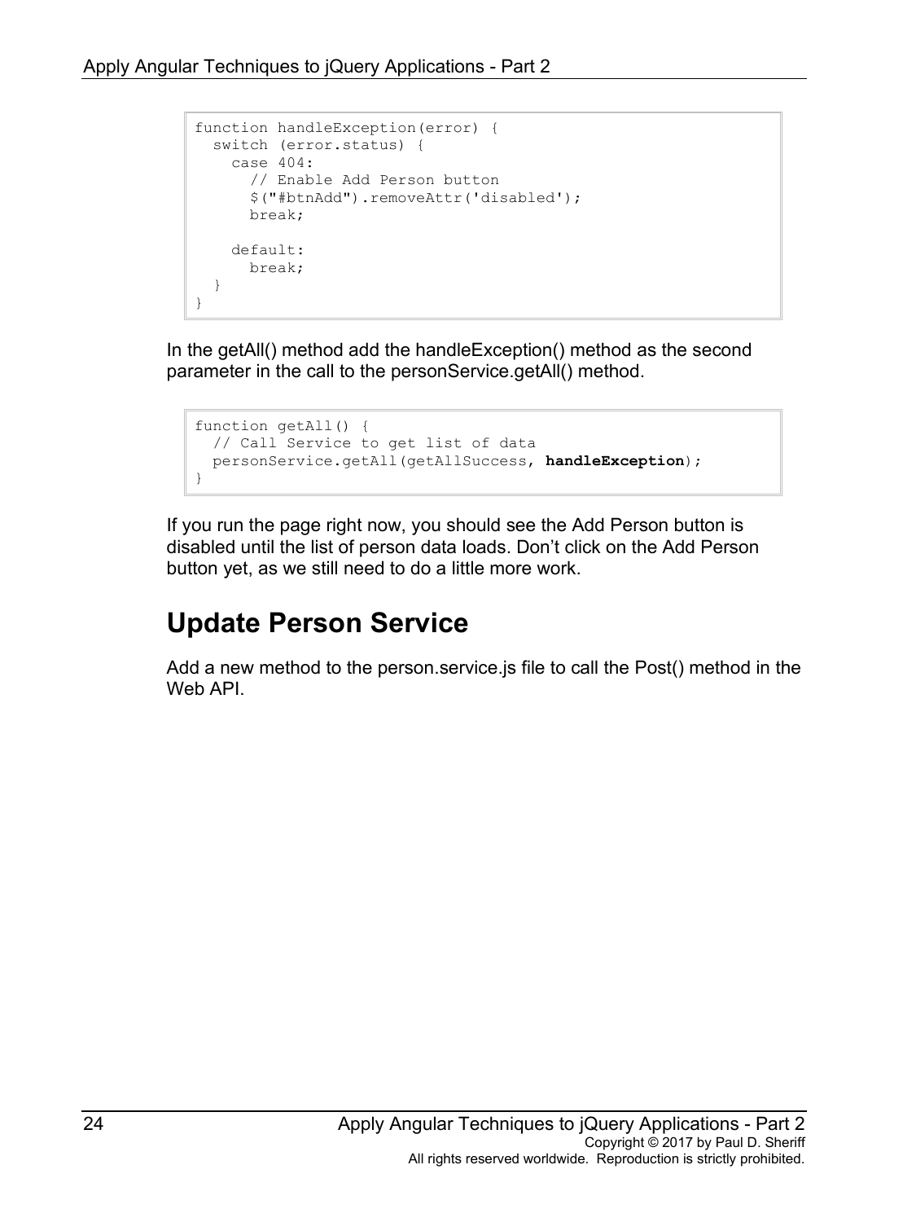```
function handleException(error) {
  switch (error.status) {
    case 404:
      // Enable Add Person button
      $("#btnAdd").removeAttr('disabled');
      break;

    default:
      break;
  }
}
```

In the getAll() method add the handleException() method as the second parameter in the call to the personService.getAll() method.

```
function getAll() {
  // Call Service to get list of data
  personService.getAll(getAllSuccess, handleException);
}
```

If you run the page right now, you should see the Add Person button is disabled until the list of person data loads. Don't click on the Add Person button yet, as we still need to do a little more work.

## Update Person Service

Add a new method to the person.service.js file to call the Post() method in the Web API.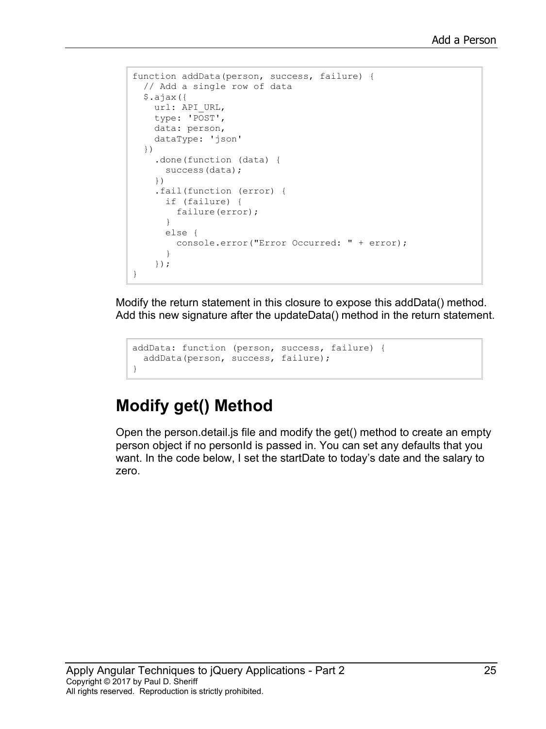```
function addData(person, success, failure) {
  // Add a single row of data
  $.ajax({
    url: API_URL,
    type: 'POST',
    data: person,
    dataType: 'json'
  })
    .done(function (data) {
      success(data);
    })
    .fail(function (error) {
      if (failure) {
        failure(error);
      }
      else {
        console.error("Error Occurred: " + error);
      }
    });
}
```

Modify the return statement in this closure to expose this addData() method. Add this new signature after the updateData() method in the return statement.

```
addData: function (person, success, failure) {
  addData(person, success, failure);
}
```

## Modify get() Method

Open the person.detail.js file and modify the get() method to create an empty person object if no personId is passed in. You can set any defaults that you want. In the code below, I set the startDate to today's date and the salary to zero.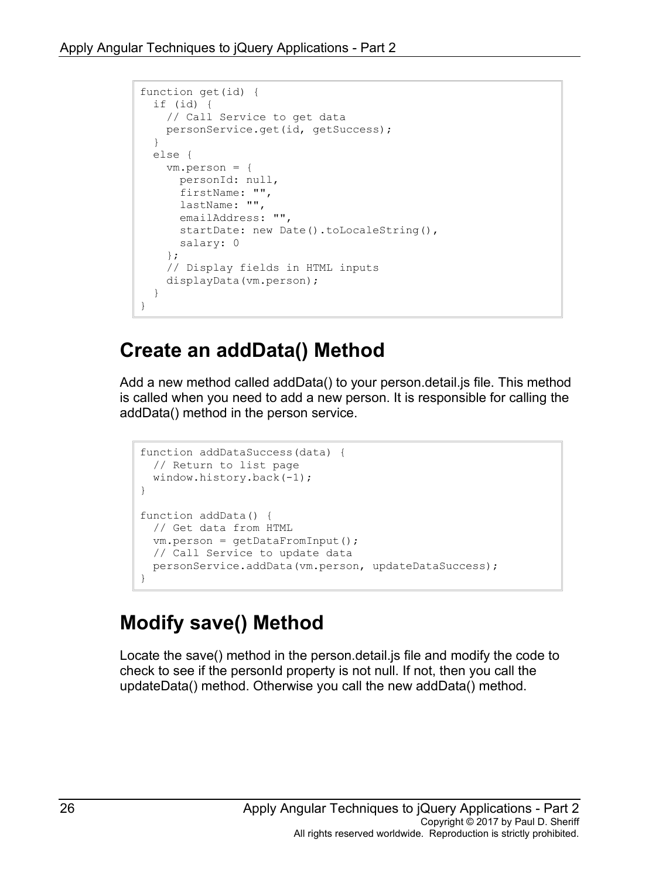```
function get(id) {
  if (id) {
    // Call Service to get data
    personService.get(id, getSuccess);
  }
  else {
    vm.person = {
      personId: null,
      firstName: "",
      lastName: "",
      emailAddress: "",
      startDate: new Date().toLocaleString(),
      salary: 0
    };
    // Display fields in HTML inputs
    displayData(vm.person);
  }
}
```

## Create an addData() Method

Add a new method called addData() to your person.detail.js file. This method is called when you need to add a new person. It is responsible for calling the addData() method in the person service.

```
function addDataSuccess(data) {
  // Return to list page
  window.history.back(-1);
}

function addData() {
  // Get data from HTML
  vm.person = getDataFromInput();
  // Call Service to update data
  personService.addData(vm.person, updateDataSuccess);
}
```

## Modify save() Method

Locate the save() method in the person.detail.js file and modify the code to check to see if the personId property is not null. If not, then you call the updateData() method. Otherwise you call the new addData() method.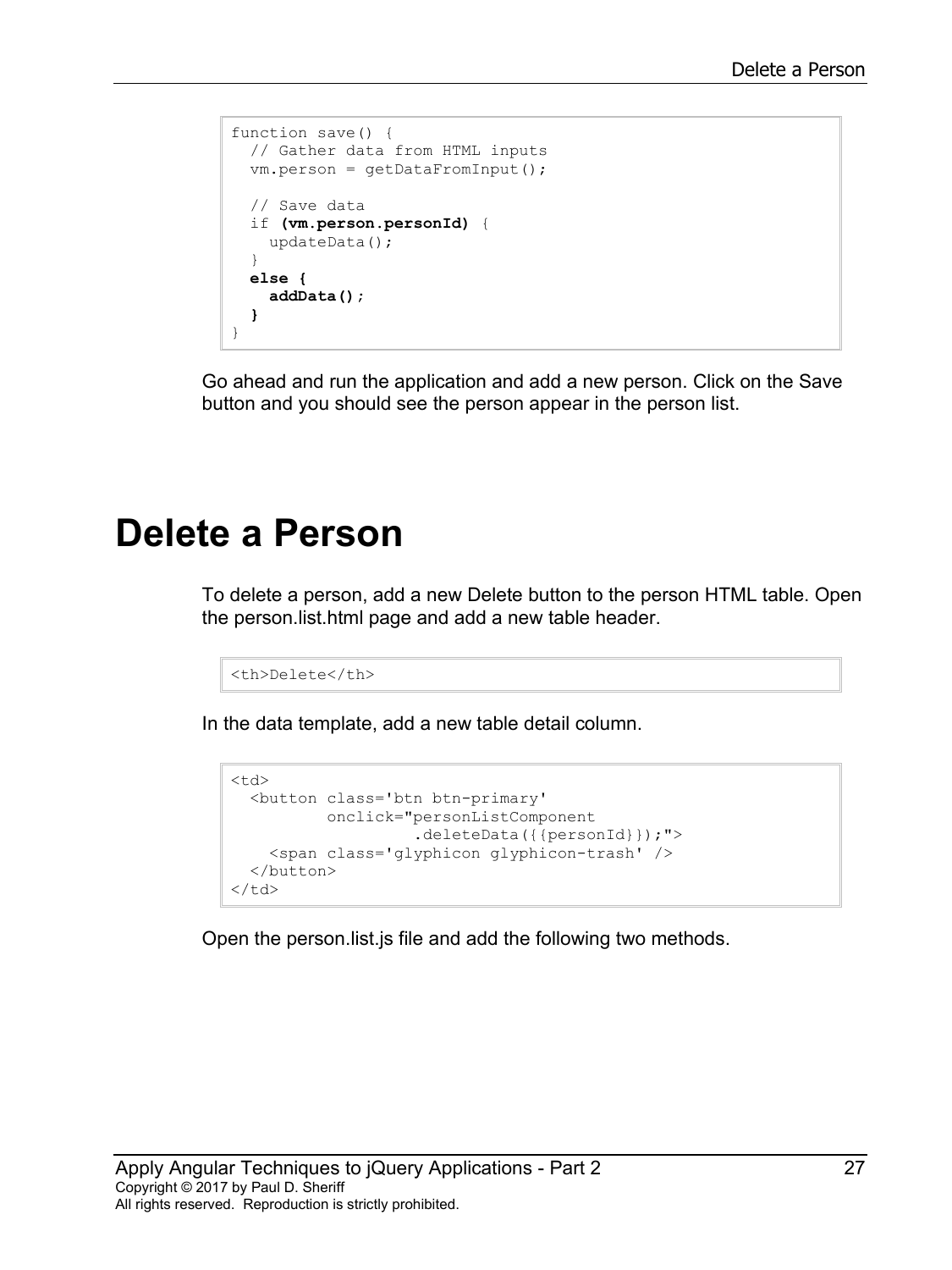```
function save() {
  // Gather data from HTML inputs
  vm.person = getDataFromInput();

  // Save data
  if (vm.person.personId) {
    updateData();
  }
  else {
    addData();
  }
}
```

Go ahead and run the application and add a new person. Click on the Save button and you should see the person appear in the person list.

# Delete a Person

To delete a person, add a new Delete button to the person HTML table. Open the person.list.html page and add a new table header.

```
<th>Delete</th>
```

In the data template, add a new table detail column.

```
<td>
  <button class='btn btn-primary'
          onclick="personListComponent
                   .deleteData({{personId}});">
    <span class='glyphicon glyphicon-trash' />
  </button>
</td>
```

Open the person.list.js file and add the following two methods.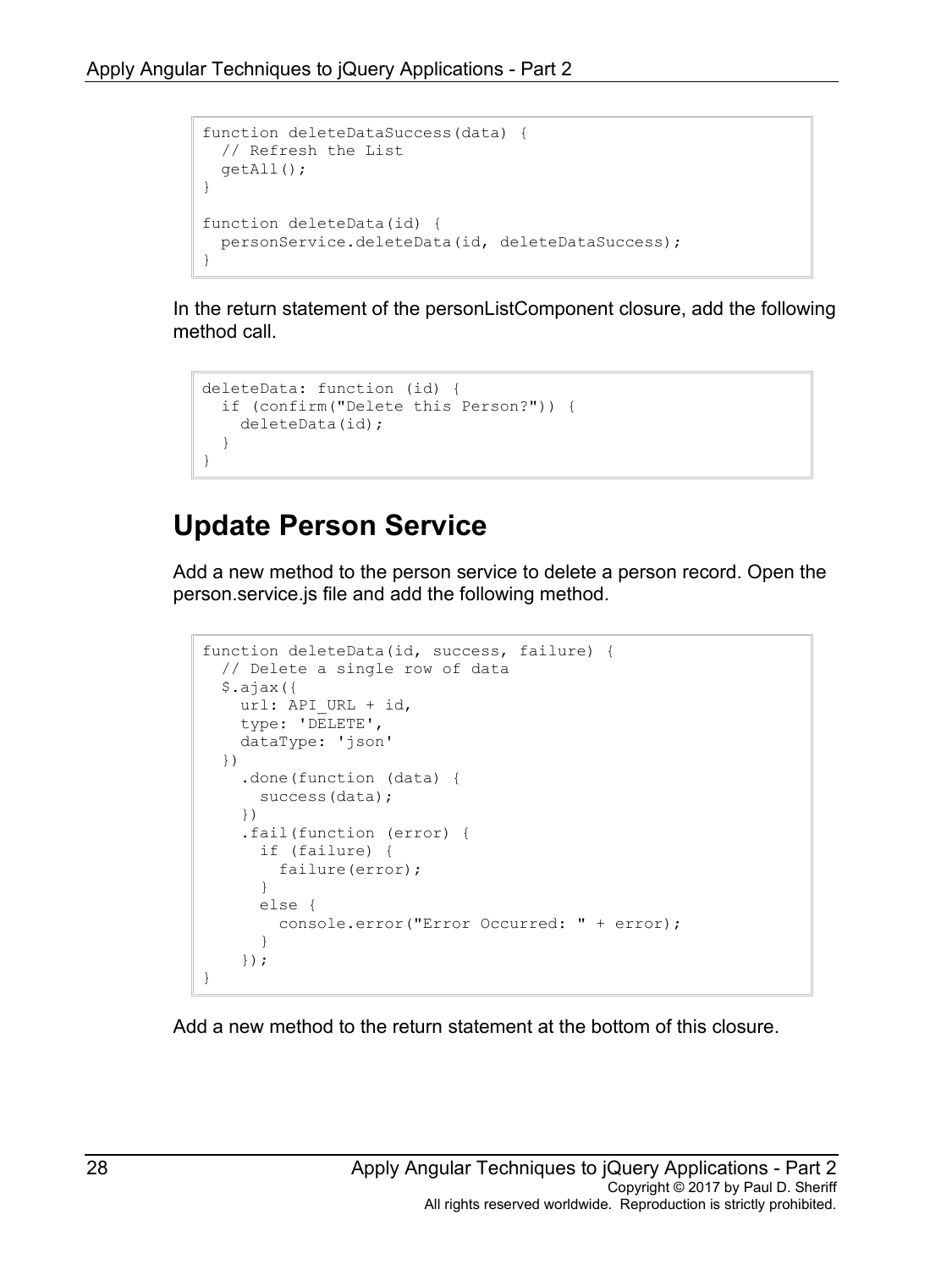```
function deleteDataSuccess(data) {
  // Refresh the List
  getAll();
}

function deleteData(id) {
  personService.deleteData(id, deleteDataSuccess);
}
```

In the return statement of the personListComponent closure, add the following method call.

```
deleteData: function (id) {
  if (confirm("Delete this Person?")) {
    deleteData(id);
  }
}
```

## Update Person Service

Add a new method to the person service to delete a person record. Open the person.service.js file and add the following method.

```
function deleteData(id, success, failure) {
  // Delete a single row of data
  $.ajax({
    url: API_URL + id,
    type: 'DELETE',
    dataType: 'json'
  })
    .done(function (data) {
      success(data);
    })
    .fail(function (error) {
      if (failure) {
        failure(error);
      }
      else {
        console.error("Error Occurred: " + error);
      }
    });
}
```

Add a new method to the return statement at the bottom of this closure.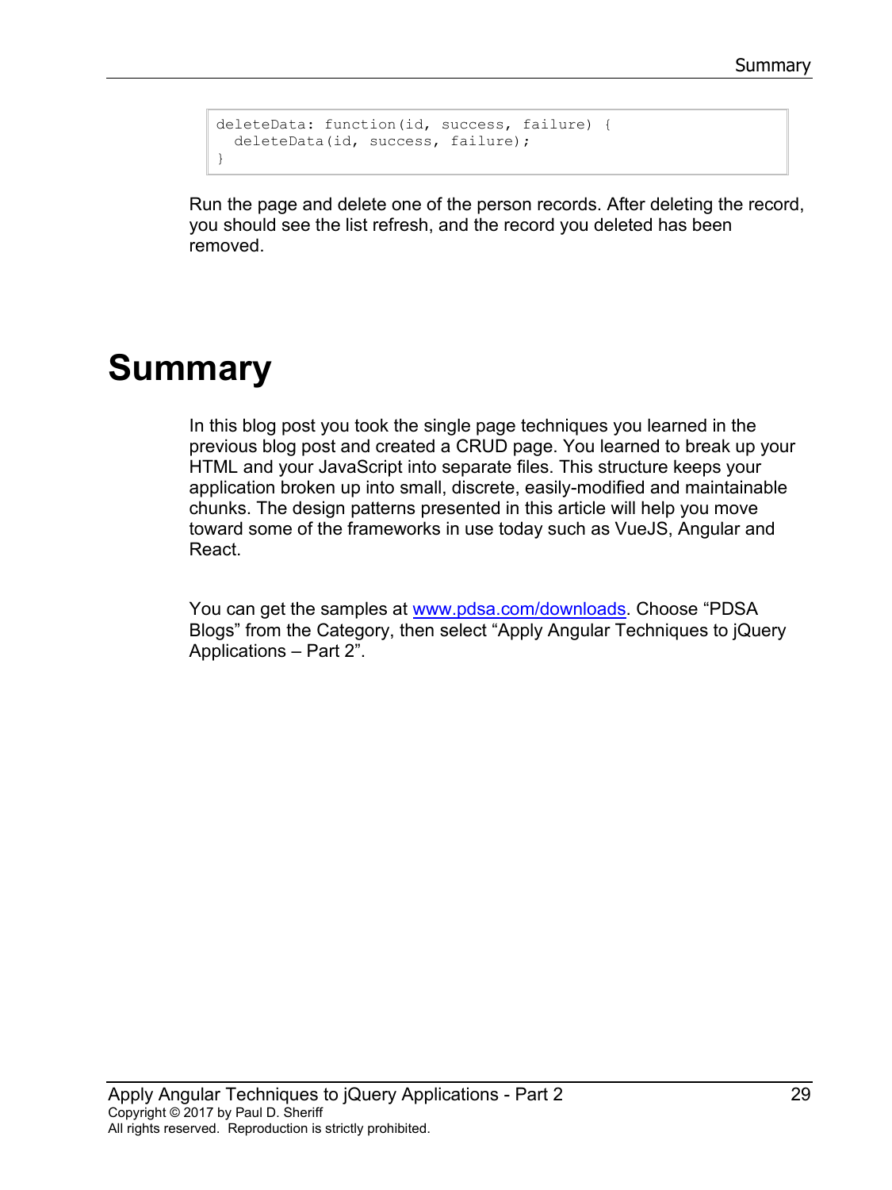```
deleteData: function(id, success, failure) {
  deleteData(id, success, failure);
}
```

Run the page and delete one of the person records. After deleting the record, you should see the list refresh, and the record you deleted has been removed.

# Summary

In this blog post you took the single page techniques you learned in the previous blog post and created a CRUD page. You learned to break up your HTML and your JavaScript into separate files. This structure keeps your application broken up into small, discrete, easily-modified and maintainable chunks. The design patterns presented in this article will help you move toward some of the frameworks in use today such as VueJS, Angular and React.

You can get the samples at [www.pdsa.com/downloads](www.pdsa.com/downloads). Choose "PDSA Blogs" from the Category, then select "Apply Angular Techniques to jQuery Applications – Part 2".